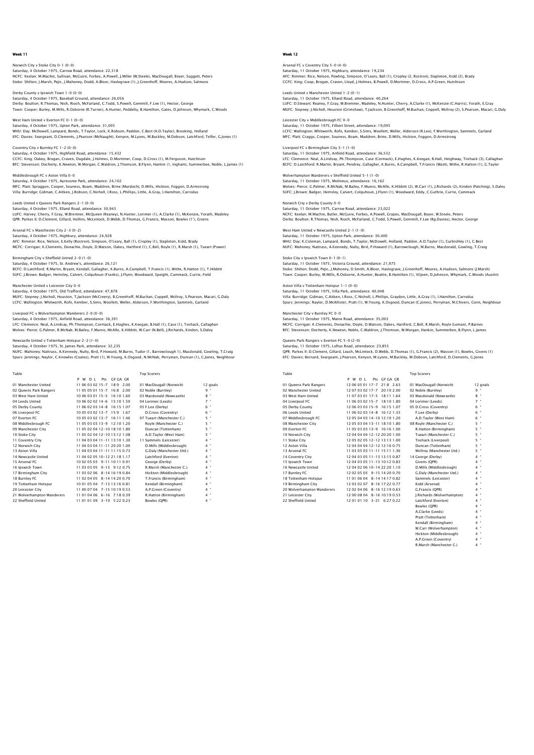## Week 11

Norwich City v Stoke City 0–1 (0–0)
Saturday, 4 October 1975, Carrow Road, attendance: 22,318
NCFC: Keelan; M.Machin, Sullivan, McGuire, Forbes, A.Powell, J.Miller (W.Steele), MacDougall, Boyer, Suggett, Peters
Stoke: Shilton; J.Marsh, Pejic, J.Mahoney, Dodd, A.Bloor, Haslegrave (1), J.Greenhoff, Moores, A.Hudson, Salmons

Derby County v Ipswich Town 1–0 (0–0)
Saturday, 4 October 1975, Baseball Ground, attendance: 26,056
Derby: Boulton; R.Thomas, Nish, Rioch, McFarland, C.Todd, S.Powell, Gemmill, F.Lee (1), Hector, George
Town: Cooper; Burley, M.Mills, R.Osborne (R.Turner), A.Hunter, Peddelty, B.Hamilton, Gates, D.Johnson, Whymark, C.Woods

West Ham United v Everton FC 0–1 (0–0)
Saturday, 4 October 1975, Upton Park, attendance: 31,005
WHU: Day; McDowell, Lampard, Bonds, T.Taylor, Lock, K.Robson, Paddon, C.Best (A.D.Taylor), Brooking, Holland
EFC: Davies; Seargeant, D.Clements, J.Pearson (McNaught), Kenyon, M.Lyons, M.Buckley, M.Dobson, Latchford, Telfer, G.Jones (1)

Coventry City v Burnley FC 1–2 (0–0)
Saturday, 4 October 1975, Highfield Road, attendance: 15,432
CCFC: King; Oakey, Brogan, Craven, Dugdale, J.Holmes, D.Mortimer, Coop, D.Cross (1), M.Ferguson, Hutchison
BFC: Stevenson; Docherty, K.Newton, W.Morgan, C.Waldron, J.Thomson, B.Flynn, Hankin (1, Ingham), Summerbee, Noble, L.James (1)

Middlesbrough FC v Aston Villa 0–0
Saturday, 4 October 1975, Ayresome Park, attendance: 24,102
MFC: Platt; Spraggon, Cooper, Souness, Boam, Maddren, Brine (Murdoch), D.Mills, Hickton, Foggon, D.Armstrong
Villa: Burridge; Gidman, C.Aitken, J.Robson, C.Nicholl, I.Ross, L.Phillips, Little, A.Gray, I.Hamilton, Carrodus

Leeds United v Queens Park Rangers 2–1 (0–0)
Saturday, 4 October 1975, Elland Road, attendance: 30,943
LUFC: Harvey; Cherry, F.Gray, W.Bremner, McQueen (Reaney), N.Hunter, Lorimer (1), A.Clarke (1), McKenzie, Yorath, Madeley
QPR: Parkes II; D.Clement, Gillard, Hollins, McLintock, D.Webb, D.Thomas, G.Francis, Masson, Bowles (1'), Givens

Arsenal FC v Manchester City 2–3 (0–2)
Saturday, 4 October 1975, Highbury, attendance: 24,928
AFC: Rimmer; Rice, Nelson, E.Kelly (Rostron), Simpson, O'Leary, Ball (1), Cropley (1), Stapleton, Kidd, Brady
MCFC: Corrigan; K.Clements, Donachie, Doyle, D.Watson, Oakes, Hartford (1), C.Bell, Royle (1), R.Marsh (1), Tueart (Power)

Birmingham City v Sheffield United 2–0 (1–0)
Saturday, 4 October 1975, St. Andrew's, attendance: 26,121
BCFC: D.Latchford; R.Martin, Bryant, Kendall, Gallagher, K.Burns, A.Campbell, T.Francis (1), Withe, R.Hatton (1), T.Hibbitt
SUFC: J.Brown; Badger, Hemsley, Calvert, Colquhoun (Franks), J.Flynn, Woodward, Speight, Cammack, Currie, Field

Manchester United v Leicester City 0–0
Saturday, 4 October 1975, Old Trafford, attendance: 47,878
MUFC: Stepney; J.Nicholl, Houston, T.Jackson (McCreery), B.Greenhoff, M.Buchan, Coppell, McIlroy, S.Pearson, Macari, G.Daly
LCFC: Wallington; Whitworth, Rofe, Kember, S.Sims, Woollett, Weller, Alderson, F.Worthington, Sammels, Garland

Liverpool FC v Wolverhampton Wanderers 2–0 (0–0)
Saturday, 4 October 1975, Anfield Road, attendance: 36,391
LFC: Clemence; Neal, A.Lindsay, Ph.Thompson, Cormack, E.Hughes, K.Keegan, B.Hall (1), Case (1), Toshack, Callaghan
Wolves: Pierce; G.Palmer, R.McNab, M.Bailey, F.Munro, McAlle, K.Hibbitt, W.Carr (N.Bell), J.Richards, Kindon, S.Daley

Newcastle United v Tottenham Hotspur 2–2 (1–0)
Saturday, 4 October 1975, St. James Park, attendance: 32,235
NUFC: Mahoney; Nattrass, A.Kennedy, Nulty, Bird, P.Howard, M.Burns, Tudor (1, Barrowclough 1), Macdonald, Gowling, T.Craig
Spurs: Jennings; Naylor, C.Knowles (Coates), Pratt (1), W.Young, K.Osgood, N.McNab, Perryman, Duncan (1), C.Jones, Neighbour

### Table

| | P | W | D | L | Pts | GF:GA | GR |
|---|---|---|---|---|---|---|---|
| 01 Manchester United | 11 | 06 | 03 | 02 | 15–7 | 18:9 | 2.00 |
| 02 Queens Park Rangers | 11 | 05 | 05 | 01 | 15–7 | 16:8 | 2.00 |
| 03 West Ham United | 10 | 06 | 03 | 01 | 15–5 | 16:10 | 1.60 |
| 04 Leeds United | 10 | 06 | 02 | 02 | 14–6 | 15:10 | 1.50 |
| 05 Derby County | 11 | 06 | 02 | 03 | 14–8 | 16:15 | 1.07 |
| 06 Liverpool FC | 10 | 05 | 03 | 02 | 13–7 | 15:9 | 1.67 |
| 07 Everton FC | 10 | 05 | 03 | 02 | 13–7 | 16:11 | 1.46 |
| 08 Middlesbrough FC | 11 | 05 | 03 | 03 | 13–9 | 12:10 | 1.20 |
| 09 Manchester City | 11 | 05 | 02 | 04 | 12–10 | 18:10 | 1.80 |
| 10 Stoke City | 11 | 05 | 02 | 04 | 12–10 | 13:12 | 1.08 |
| 11 Coventry City | 11 | 04 | 03 | 04 | 11–11 | 13:10 | 1.30 |
| 12 Norwich City | 11 | 04 | 03 | 04 | 11–11 | 20:20 | 1.00 |
| 13 Aston Villa | 11 | 04 | 03 | 04 | 11–11 | 15:15 | 0.73 |
| 14 Newcastle United | 11 | 04 | 02 | 05 | 10–12 | 21:18 | 1.17 |
| 15 Arsenal FC | 10 | 02 | 05 | 03 | 9–11 | 10:11 | 0.91 |
| 16 Ipswich Town | 11 | 03 | 03 | 05 | 9–13 | 9:12 | 0.75 |
| 17 Birmingham City | 11 | 03 | 02 | 06 | 8–14 | 16:19 | 0.84 |
| 18 Burnley FC | 11 | 02 | 04 | 05 | 8–14 | 14:20 | 0.70 |
| 19 Tottenham Hotspur | 10 | 01 | 05 | 04 | 7–13 | 13:16 | 0.81 |
| 20 Leicester City | 11 | 00 | 07 | 04 | 7–15 | 10:19 | 0.53 |
| 21 Wolverhampton Wanderers | 11 | 01 | 04 | 06 | 6–16 | 7:18 | 0.39 |
| 22 Sheffield United | 11 | 01 | 01 | 09 | 3–19 | 5:22 | 0.23 |

### Top Scorers

| | | |
|---|---|---|
| 01 | MacDougall (Norwich) | 12 goals |
| 02 | Noble (Burnley) | 9 " |
| 03 | Macdonald (Newcastle) | 8 " |
| 04 | Lorimer (Leeds) | 7 " |
| 05 | F.Lee (Derby) | 6 " |
| | D.Cross (Coventry) | 6 " |
| 07 | Tueart (Manchester C.) | 5 " |
| | Royle (Manchester C.) | 5 " |
| | Duncan (Tottenham) | 5 " |
| | A.D.Taylor (West Ham) | 5 " |
| 11 | Sammels (Leicester) | 4 " |
| | D.Mills (Middlesbrough) | 4 " |
| | G.Daly (Manchester Utd.) | 4 " |
| | Latchford (Everton) | 4 " |
| | George (Derby) | 4 " |
| | R.Marsh (Manchester C.) | 4 " |
| | Hickton (Middlesbrough) | 4 " |
| | T.Francis (Birmingham) | 4 " |
| | Kendall (Birmingham) | 4 " |
| | A.P.Green (Coventry) | 4 " |
| | R.Hatton (Birmingham) | 4 " |
| | Bowles (QPR) | 4 " |

## Week 12

Arsenal FC v Coventry City 5–0 (4–0)
Saturday, 11 October 1975, Highbury, attendance: 19,234
AFC: Rimmer; Rice, Nelson, Powling, Simpson, O'Leary, Ball (1), Cropley (2, Rostron), Stapleton, Kidd (2), Brady
CCFC: King; Coop, Brogan, Craven, Lloyd, J.Holmes, B.Powell, D.Mortimer, D.Cross, A.P.Green, Hutchison

Leeds United v Manchester United 1–2 (0–1)
Saturday, 11 October 1975, Elland Road, attendance: 40,264
LUFC: D.Stewart; Reaney, F.Gray, W.Bremner, Madeley, N.Hunter, Cherry, A.Clarke (1), McKenzie (C.Harris), Yorath, E.Gray
MUFC: Stepney; J.Nicholl, Houston (Grimshaw), T.Jackson, B.Greenhoff, M.Buchan, Coppell, McIlroy (2), S.Pearson, Macari, G.Daly

Leicester City v Middlesbrough FC 0–0
Saturday, 11 October 1975, Filbert Street, attendance: 19,095
LCFC: Wallington; Whitworth, Rofe, Kember, S.Sims, Woollett, Weller, Alderson (R.Lee), F.Worthington, Sammels, Garland
MFC: Platt; Craggs, Cooper, Souness, Boam, Maddren, Brine, D.Mills, Hickton, Foggon, D.Armstrong

Liverpool FC v Birmingham City 3–1 (1–0)
Saturday, 11 October 1975, Anfield Road, attendance: 36,532
LFC: Clemence; Neal, A.Lindsay, Ph.Thompson, Case (Cormack), E.Hughes, K.Keegan, B.Hall, Heighway, Toshack (3), Callaghan
BCFC: D.Latchford; R.Martin, Bryant, Pendrey, Gallagher, K.Burns, A.Campbell, T.Francis (Want), Withe, R.Hatton (1), G.Taylor

Wolverhampton Wanderers v Sheffield United 5–1 (1–0)
Saturday, 11 October 1975, Molineux, attendance: 16,162
Wolves: Pierce; G.Palmer, R.McNab, M.Bailey, F.Munro, McAlle, K.Hibbitt (2), W.Carr (1), J.Richards (2), Kindon (Patching), S.Daley
SUFC: J.Brown; Badger, Hemsley, Calvert, Colquhoun, J.Flynn (1), Woodward, Eddy, C.Guthrie, Currie, Cammack

Norwich City v Derby County 0–0
Saturday, 11 October 1975, Carrow Road, attendance: 23,022
NCFC: Keelan; M.Machin, Butler, McGuire, Forbes, A.Powell, Grapes, MacDougall, Boyer, W.Steele, Peters
Derby: Boulton; R.Thomas, Nish, Rioch, McFarland, C.Todd, S.Powell, Gemmill, F.Lee (Rg.Davies), Hector, George

West Ham United v Newcastle United 2–1 (1–0)
Saturday, 11 October 1975, Upton Park, attendance: 30,400
WHU: Day; K.Coleman, Lampard, Bonds, T.Taylor, McDowell, Holland, Paddon, A.D.Taylor (1), Curbishley (1), C.Best
NUFC: Mahoney; Nattrass, A.Kennedy, Nulty, Bird, P.Howard (1), Barrowclough, M.Burns, Macdonald, Gowling, T.Craig

Stoke City v Ipswich Town 0–1 (0–1)
Saturday, 11 October 1975, Victoria Ground, attendance: 21,975
Stoke: Shilton; Dodd, Pejic, J.Mahoney, D.Smith, A.Bloor, Haslegrave, J.Greenhoff, Moores, A.Hudson, Salmons (J.Marsh)
Town: Cooper; Burley, M.Mills, R.Osborne, A.Hunter, Beattie, B.Hamilton (1), Viljoen, D.Johnson, Whymark, C.Woods (Austin)

Aston Villa v Tottenham Hotspur 1–1 (0–0)
Saturday, 11 October 1975, Villa Park, attendance: 40,048
Villa: Burridge; Gidman, C.Aitken, I.Ross, C.Nicholl, L.Phillips, Graydon, Little, A.Gray (1), I.Hamilton, Carrodus
Spurs: Jennings; Naylor, D.McAllister, Pratt (1), W.Young, K.Osgood, Duncan (C.Jones), Perryman, M.Chivers, Conn, Neighbour

Manchester City v Burnley FC 0–0
Saturday, 11 October 1975, Maine Road, attendance: 35,003
MCFC: Corrigan; K.Clements, Donachie, Doyle, D.Watson, Oakes, Hartford, C.Bell, R.Marsh, Royle (Leman), P.Barnes
BFC: Stevenson; Docherty, K.Newton, Noble, C.Waldron, J.Thomson, W.Morgan, Hankin, Summerbee, B.Flynn, L.James

Queens Park Rangers v Everton FC 5–0 (2–0)
Saturday, 11 October 1975, Loftus Road, attendance: 23,855
QPR: Parkes II; D.Clement, Gillard, Leach, McLintock, D.Webb, D.Thomas (1), G.Francis (2), Masson (1), Bowles, Givens (1)
EFC: Davies; Bernard, Seargeant, J.Pearson, Kenyon, M.Lyons, M.Buckley, M.Dobson, Latchford, D.Clements, G.Jones

### Table

| | P | W | D | L | Pts | GF:GA | GR |
|---|---|---|---|---|---|---|---|
| 01 Queens Park Rangers | 12 | 06 | 05 | 01 | 17–7 | 21:8 | 2.63 |
| 02 Manchester United | 12 | 07 | 03 | 02 | 17–7 | 20:10 | 2.00 |
| 03 West Ham United | 11 | 07 | 03 | 01 | 17–5 | 18:11 | 1.64 |
| 04 Liverpool FC | 11 | 06 | 03 | 02 | 15–7 | 18:10 | 1.80 |
| 05 Derby County | 12 | 06 | 03 | 03 | 15–9 | 16:15 | 1.07 |
| 06 Leeds United | 11 | 06 | 02 | 03 | 14–8 | 16:12 | 1.33 |
| 07 Middlesbrough FC | 12 | 05 | 04 | 03 | 14–10 | 12:10 | 1.20 |
| 08 Manchester City | 12 | 05 | 03 | 04 | 13–11 | 18:10 | 1.80 |
| 09 Everton FC | 11 | 05 | 03 | 03 | 13–9 | 16:16 | 1.00 |
| 10 Norwich City | 12 | 04 | 04 | 04 | 12–12 | 20:20 | 1.00 |
| 11 Stoke City | 12 | 05 | 02 | 05 | 12–12 | 13:13 | 1.00 |
| 12 Aston Villa | 12 | 04 | 04 | 04 | 12–12 | 16:16 | 0.75 |
| 13 Arsenal FC | 11 | 03 | 05 | 03 | 11–11 | 15:11 | 1.36 |
| 14 Coventry City | 12 | 04 | 03 | 05 | 11–13 | 13:15 | 0.87 |
| 15 Ipswich Town | 12 | 04 | 03 | 05 | 11–13 | 10:12 | 0.83 |
| 16 Newcastle United | 12 | 04 | 02 | 06 | 10–14 | 22:20 | 1.10 |
| 17 Burnley FC | 12 | 02 | 05 | 05 | 9–15 | 14:20 | 0.70 |
| 18 Tottenham Hotspur | 11 | 01 | 06 | 04 | 8–14 | 14:17 | 0.82 |
| 19 Birmingham City | 12 | 03 | 02 | 07 | 8–16 | 17:22 | 0.77 |
| 20 Wolverhampton Wanderers | 12 | 02 | 04 | 06 | 8–16 | 12:19 | 0.63 |
| 21 Leicester City | 12 | 00 | 08 | 04 | 8–16 | 10:19 | 0.53 |
| 22 Sheffield United | 12 | 01 | 01 | 10 | 3–21 | 6:27 | 0.22 |

### Top Scorers

| | | |
|---|---|---|
| 01 | MacDougall (Norwich) | 12 goals |
| 02 | Noble (Burnley) | 9 " |
| 03 | Macdonald (Newcastle) | 8 " |
| 04 | Lorimer (Leeds) | 7 " |
| 05 | D.Cross (Coventry) | 6 " |
| | F.Lee (Derby) | 6 " |
| | A.D.Taylor (West Ham) | 6 " |
| 08 | Royle (Manchester C.) | 5 " |
| | R.Hatton (Birmingham) | 5 " |
| | Tueart (Manchester C.) | 5 " |
| | Toshack (Liverpool) | 5 " |
| | Duncan (Tottenham) | 5 " |
| | McIlroy (Manchester Utd.) | 5 " |
| 14 | George (Derby) | 4 " |
| | Givens (QPR) | 4 " |
| | D.Mills (Middlesbrough) | 4 " |
| | G.Daly (Manchester Utd.) | 4 " |
| | G.Francis (QPR) | 4 " |
| | J.Richards (Wolverhampton) | 4 " |
| | Latchford (Everton) | 4 " |
| | Sammels (Leicester) | 4 " |
| | Kidd (Arsenal) | 4 " |
| | Bowles (QPR) | 4 " |
| | A.Clarke (Leeds) | 4 " |
| | Pratt (Tottenham) | 4 " |
| | Kendall (Birmingham) | 4 " |
| | W.Carr (Wolverhampton) | 4 " |
| | Hickton (Middlesbrough) | 4 " |
| | A.P.Green (Coventry) | 4 " |
| | R.Marsh (Manchester C.) | 4 " |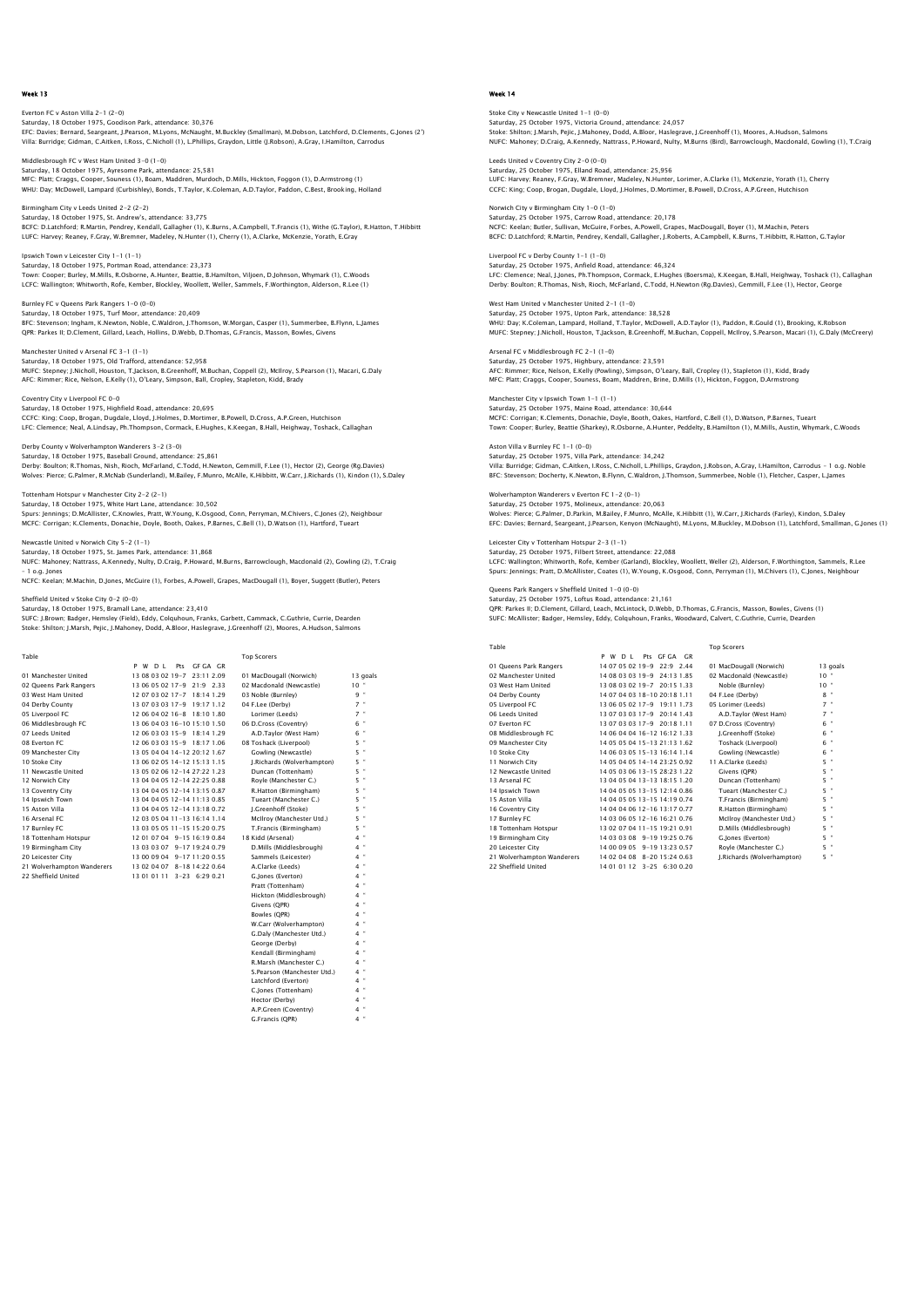## Week 13

Everton FC v Aston Villa 2-1 (2-0)
Saturday, 18 October 1975, Goodison Park, attendance: 30,376
EFC: Davies; Bernard, Seargeant, J.Pearson, M.Lyons, McNaught, M.Buckley (Smallman), M.Dobson, Latchford, D.Clements, G.Jones (2')
Villa: Burridge; Gidman, C.Aitken, I.Ross, C.Nicholl (1), L.Phillips, Graydon, Little (J.Robson), A.Gray, I.Hamilton, Carrodus

Middlesbrough FC v West Ham United 3-0 (1-0)
Saturday, 18 October 1975, Ayresome Park, attendance: 25,581
MFC: Platt; Craggs, Cooper, Souness (1), Boam, Maddren, Murdoch, D.Mills, Hickton, Foggon (1), D.Armstrong (1)
WHU: Day; McDowell, Lampard (Curbishley), Bonds, T.Taylor, K.Coleman, A.D.Taylor, Paddon, C.Best, Brooking, Holland

Birmingham City v Leeds United 2-2 (2-2)
Saturday, 18 October 1975, St. Andrew's, attendance: 33,775
BCFC: D.Latchford; R.Martin, Pendrey, Kendall, Gallagher (1), K.Burns, A.Campbell, T.Francis (1), Withe (G.Taylor), R.Hatton, T.Hibbitt
LUFC: Harvey; Reaney, F.Gray, W.Bremner, Madeley, N.Hunter (1), Cherry (1), A.Clarke, McKenzie, Yorath, E.Gray

Ipswich Town v Leicester City 1-1 (1-1)
Saturday, 18 October 1975, Portman Road, attendance: 23,373
Town: Cooper; Burley, M.Mills, R.Osborne, A.Hunter, Beattie, B.Hamilton, Viljoen, D.Johnson, Whymark (1), C.Woods
LCFC: Wallington; Whitworth, Rofe, Kember, Blockley, Woollett, Weller, Sammels, F.Worthington, Alderson, R.Lee (1)

Burnley FC v Queens Park Rangers 1-0 (0-0)
Saturday, 18 October 1975, Turf Moor, attendance: 20,409
BFC: Stevenson; Ingham, K.Newton, Noble, C.Waldron, J.Thomson, W.Morgan, Casper (1), Summerbee, B.Flynn, L.James
QPR: Parkes II; D.Clement, Gillard, Leach, Hollins, D.Webb, D.Thomas, G.Francis, Masson, Bowles, Givens

Manchester United v Arsenal FC 3-1 (1-1)
Saturday, 18 October 1975, Old Trafford, attendance: 52,958
MUFC: Stepney; J.Nicholl, Houston, T.Jackson, B.Greenhoff, M.Buchan, Coppell (2), McIlroy, S.Pearson (1), Macari, G.Daly
AFC: Rimmer; Rice, Nelson, E.Kelly (1), O'Leary, Simpson, Ball, Cropley, Stapleton, Kidd, Brady

Coventry City v Liverpool FC 0-0
Saturday, 18 October 1975, Highfield Road, attendance: 20,695
CCFC: King; Coop, Brogan, Dugdale, Lloyd, J.Holmes, D.Mortimer, B.Powell, D.Cross, A.P.Green, Hutchison
LFC: Clemence; Neal, A.Lindsay, Ph.Thompson, Cormack, E.Hughes, K.Keegan, B.Hall, Heighway, Toshack, Callaghan

Derby County v Wolverhampton Wanderers 3-2 (3-0)
Saturday, 18 October 1975, Baseball Ground, attendance: 25,861
Derby: Boulton; R.Thomas, Nish, Rioch, McFarland, C.Todd, H.Newton, Gemmill, F.Lee (1), Hector (2), George (Rg.Davies)
Wolves: Pierce; G.Palmer, R.McNab (Sunderland), M.Bailey, F.Munro, McAlle, K.Hibbitt, W.Carr, J.Richards (1), Kindon (1), S.Daley

Tottenham Hotspur v Manchester City 2-2 (2-1)
Saturday, 18 October 1975, White Hart Lane, attendance: 30,502
Spurs: Jennings; D.McAllister, C.Knowles, Pratt, W.Young, K.Osgood, Conn, Perryman, M.Chivers, C.Jones (2), Neighbour
MCFC: Corrigan; K.Clements, Donachie, Doyle, Booth, Oakes, P.Barnes, C.Bell (1), D.Watson (1), Hartford, Tueart

Newcastle United v Norwich City 5-2 (1-1)
Saturday, 18 October 1975, St. James Park, attendance: 31,868
NUFC: Mahoney; Nattrass, A.Kennedy, Nulty, D.Craig, P.Howard, M.Burns, Barrowclough, Macdonald (2), Gowling (2), T.Craig - 1 o.g. Jones
NCFC: Keelan; M.Machin, D.Jones, McGuire (1), Forbes, A.Powell, Grapes, MacDougall (1), Boyer, Suggett (Butler), Peters

Sheffield United v Stoke City 0-2 (0-0)
Saturday, 18 October 1975, Bramall Lane, attendance: 23,410
SUFC: J.Brown; Badger, Hemsley (Field), Eddy, Colquhoun, Franks, Garbett, Cammack, C.Guthrie, Currie, Dearden
Stoke: Shilton; J.Marsh, Pejic, J.Mahoney, Dodd, A.Bloor, Haslegrave, J.Greenhoff (2), Moores, A.Hudson, Salmons

### Table

| | P | W | D | L | Pts | GF GA | GR |
|---|---|---|---|---|---|---|---|
| 01 Manchester United | 13 | 08 | 03 | 02 | 19-7 | 23:11 | 2.09 |
| 02 Queens Park Rangers | 13 | 06 | 05 | 02 | 17-9 | 21:9 | 2.33 |
| 03 West Ham United | 12 | 07 | 03 | 02 | 17-7 | 18:14 | 1.29 |
| 04 Derby County | 13 | 07 | 03 | 03 | 17-9 | 19:17 | 1.12 |
| 05 Liverpool FC | 12 | 06 | 04 | 02 | 16-8 | 18:10 | 1.80 |
| 06 Middlesbrough FC | 13 | 06 | 04 | 03 | 16-10 | 15:10 | 1.50 |
| 07 Leeds United | 12 | 06 | 03 | 03 | 15-9 | 18:14 | 1.29 |
| 08 Everton FC | 12 | 06 | 03 | 03 | 15-9 | 18:17 | 1.06 |
| 09 Manchester City | 13 | 05 | 04 | 04 | 14-12 | 20:12 | 1.67 |
| 10 Stoke City | 13 | 06 | 02 | 05 | 14-12 | 15:13 | 1.15 |
| 11 Newcastle United | 13 | 05 | 02 | 06 | 12-14 | 27:22 | 1.23 |
| 12 Norwich City | 13 | 04 | 04 | 05 | 12-14 | 22:25 | 0.88 |
| 13 Coventry City | 13 | 04 | 04 | 05 | 12-14 | 13:15 | 0.87 |
| 14 Ipswich Town | 13 | 04 | 04 | 05 | 12-14 | 11:13 | 0.85 |
| 15 Aston Villa | 13 | 04 | 04 | 05 | 12-14 | 13:18 | 0.72 |
| 16 Arsenal FC | 12 | 03 | 05 | 04 | 11-13 | 16:14 | 1.14 |
| 17 Burnley FC | 13 | 03 | 05 | 05 | 11-15 | 15:20 | 0.75 |
| 18 Tottenham Hotspur | 12 | 01 | 07 | 04 | 9-15 | 16:19 | 0.84 |
| 19 Birmingham City | 13 | 03 | 03 | 07 | 9-17 | 19:24 | 0.79 |
| 20 Leicester City | 13 | 00 | 09 | 04 | 9-17 | 11:20 | 0.55 |
| 21 Wolverhampton Wanderers | 13 | 02 | 04 | 07 | 8-18 | 14:22 | 0.64 |
| 22 Sheffield United | 13 | 01 | 01 | 11 | 3-23 | 6:29 | 0.21 |

### Top Scorers

| | |
|---|---|
| 01 MacDougall (Norwich) | 13 goals |
| 02 Macdonald (Newcastle) | 10 " |
| 03 Noble (Burnley) | 9 " |
| 04 F.Lee (Derby) | 7 " |
| Lorimer (Leeds) | 7 " |
| 06 D.Cross (Coventry) | 6 " |
| A.D.Taylor (West Ham) | 6 " |
| 08 Toshack (Liverpool) | 5 " |
| Gowling (Newcastle) | 5 " |
| J.Richards (Wolverhampton) | 5 " |
| Duncan (Tottenham) | 5 " |
| Royle (Manchester C.) | 5 " |
| R.Hatton (Birmingham) | 5 " |
| Tueart (Manchester C.) | 5 " |
| J.Greenhoff (Stoke) | 5 " |
| McIlroy (Manchester Utd.) | 5 " |
| T.Francis (Birmingham) | 5 " |
| 18 Kidd (Arsenal) | 4 " |
| D.Mills (Middlesbrough) | 4 " |
| Sammels (Leicester) | 4 " |
| A.Clarke (Leeds) | 4 " |
| G.Jones (Everton) | 4 " |
| Pratt (Tottenham) | 4 " |
| Hickton (Middlesbrough) | 4 " |
| Givens (QPR) | 4 " |
| Bowles (QPR) | 4 " |
| W.Carr (Wolverhampton) | 4 " |
| G.Daly (Manchester Utd.) | 4 " |
| George (Derby) | 4 " |
| Kendall (Birmingham) | 4 " |
| R.Marsh (Manchester C.) | 4 " |
| S.Pearson (Manchester Utd.) | 4 " |
| Latchford (Everton) | 4 " |
| C.Jones (Tottenham) | 4 " |
| Hector (Derby) | 4 " |
| A.P.Green (Coventry) | 4 " |
| G.Francis (QPR) | 4 " |

## Week 14

Stoke City v Newcastle United 1-1 (0-0)
Saturday, 25 October 1975, Victoria Ground, attendance: 24,057
Stoke: Shilton; J.Marsh, Pejic, J.Mahoney, Dodd, A.Bloor, Haslegrave, J.Greenhoff (1), Moores, A.Hudson, Salmons
NUFC: Mahoney; D.Craig, A.Kennedy, Nattrass, P.Howard, Nulty, M.Burns (Bird), Barrowclough, Macdonald, Gowling (1), T.Craig

Leeds United v Coventry City 2-0 (0-0)
Saturday, 25 October 1975, Elland Road, attendance: 25,956
LUFC: Harvey; Reaney, F.Gray, W.Bremner, Madeley, N.Hunter, Lorimer, A.Clarke (1), McKenzie, Yorath (1), Cherry
CCFC: King; Coop, Brogan, Dugdale, Lloyd, J.Holmes, D.Mortimer, B.Powell, D.Cross, A.P.Green, Hutchison

Norwich City v Birmingham City 1-0 (1-0)
Saturday, 25 October 1975, Carrow Road, attendance: 20,178
NCFC: Keelan; Butler, Sullivan, McGuire, Forbes, A.Powell, Grapes, MacDougall, Boyer (1), M.Machin, Peters
BCFC: D.Latchford; R.Martin, Pendrey, Kendall, Gallagher, J.Roberts, A.Campbell, K.Burns, T.Hibbitt, R.Hatton, G.Taylor

Liverpool FC v Derby County 1-1 (1-0)
Saturday, 25 October 1975, Anfield Road, attendance: 46,324
LFC: Clemence; Neal, J.Jones, Ph.Thompson, Cormack, E.Hughes (Boersma), K.Keegan, B.Hall, Heighway, Toshack (1), Callaghan
Derby: Boulton; R.Thomas, Nish, Rioch, McFarland, C.Todd, H.Newton (Rg.Davies), Gemmill, F.Lee (1), Hector, George

West Ham United v Manchester United 2-1 (1-0)
Saturday, 25 October 1975, Upton Park, attendance: 38,528
WHU: Day; K.Coleman, Lampard, Holland, T.Taylor, McDowell, A.D.Taylor (1), Paddon, R.Gould (1), Brooking, K.Robson
MUFC: Stepney; J.Nicholl, Houston, T.Jackson, B.Greenhoff, M.Buchan, Coppell, McIlroy, S.Pearson, Macari (1), G.Daly (McCreery)

Arsenal FC v Middlesbrough FC 2-1 (1-0)
Saturday, 25 October 1975, Highbury, attendance: 23,591
AFC: Rimmer; Rice, Nelson, E.Kelly (Powling), Simpson, O'Leary, Ball, Cropley (1), Stapleton (1), Kidd, Brady
MFC: Platt; Craggs, Cooper, Souness, Boam, Maddren, Brine, D.Mills (1), Hickton, Foggon, D.Armstrong

Manchester City v Ipswich Town 1-1 (1-1)
Saturday, 25 October 1975, Maine Road, attendance: 30,644
MCFC: Corrigan; K.Clements, Donachie, Doyle, Booth, Oakes, Hartford, C.Bell (1), D.Watson, P.Barnes, Tueart
Town: Cooper; Burley, Beattie (Sharkey), R.Osborne, A.Hunter, Peddelty, B.Hamilton (1), M.Mills, Austin, Whymark, C.Woods

Aston Villa v Burnley FC 1-1 (0-0)
Saturday, 25 October 1975, Villa Park, attendance: 34,242
Villa: Burridge; Gidman, C.Aitken, I.Ross, C.Nicholl, L.Phillips, Graydon, J.Robson, A.Gray, I.Hamilton, Carrodus - 1 o.g. Noble
BFC: Stevenson; Docherty, K.Newton, B.Flynn, C.Waldron, J.Thomson, Summerbee, Noble (1), Fletcher, Casper, L.James

Wolverhampton Wanderers v Everton FC 1-2 (0-1)
Saturday, 25 October 1975, Molineux, attendance: 20,063
Wolves: Pierce; G.Palmer, D.Parkin, M.Bailey, F.Munro, McAlle, K.Hibbitt (1), W.Carr, J.Richards (Farley), Kindon, S.Daley
EFC: Davies; Bernard, Seargeant, J.Pearson, Kenyon (McNaught), M.Lyons, M.Buckley (1), M.Dobson (1), Latchford, Smallman, G.Jones (1)

Leicester City v Tottenham Hotspur 2-3 (1-1)
Saturday, 25 October 1975, Filbert Street, attendance: 22,088
LCFC: Wallington; Whitworth, Rofe, Kember (Garland), Blockley, Woollett, Weller (2), Alderson, F.Worthington, Sammels, R.Lee
Spurs: Jennings; Pratt, D.McAllister, Coates (1), W.Young, K.Osgood, Conn, Perryman, M.Chivers (1), C.Jones, Neighbour

Queens Park Rangers v Sheffield United 1-0 (0-0)
Saturday, 25 October 1975, Loftus Road, attendance: 21,161
QPR: Parkes II; D.Clement, Gillard, Leach, McLintock, D.Webb, D.Thomas, G.Francis, Masson, Bowles, Givens (1)
SUFC: McAlister; Badger, Hemsley, Eddy, Colquhoun, Franks, Woodward, Calvert, C.Guthrie, Currie, Dearden

### Table

| | P | W | D | L | Pts | GF GA | GR |
|---|---|---|---|---|---|---|---|
| 01 Queens Park Rangers | 14 | 07 | 05 | 02 | 19-9 | 22:9 | 2.44 |
| 02 Manchester United | 14 | 08 | 03 | 03 | 19-9 | 24:13 | 1.85 |
| 03 West Ham United | 13 | 08 | 03 | 02 | 19-7 | 20:15 | 1.33 |
| 04 Derby County | 14 | 07 | 04 | 03 | 18-10 | 20:18 | 1.11 |
| 05 Liverpool FC | 13 | 06 | 05 | 02 | 17-9 | 19:11 | 1.73 |
| 06 Leeds United | 13 | 07 | 03 | 03 | 17-9 | 20:14 | 1.43 |
| 07 Everton FC | 13 | 07 | 03 | 03 | 17-9 | 20:18 | 1.11 |
| 08 Middlesbrough FC | 14 | 06 | 04 | 04 | 16-12 | 16:12 | 1.33 |
| 09 Manchester City | 14 | 05 | 05 | 04 | 15-13 | 21:13 | 1.62 |
| 10 Stoke City | 14 | 06 | 03 | 05 | 15-13 | 16:14 | 1.14 |
| 11 Norwich City | 14 | 05 | 04 | 05 | 14-14 | 23:25 | 0.92 |
| 12 Newcastle United | 14 | 05 | 03 | 06 | 13-15 | 28:23 | 1.22 |
| 13 Arsenal FC | 13 | 04 | 05 | 04 | 13-13 | 18:15 | 1.20 |
| 14 Ipswich Town | 14 | 04 | 05 | 05 | 13-15 | 12:14 | 0.86 |
| 15 Aston Villa | 14 | 04 | 05 | 05 | 13-15 | 14:19 | 0.74 |
| 16 Coventry City | 14 | 04 | 04 | 06 | 12-16 | 13:17 | 0.77 |
| 17 Burnley FC | 14 | 03 | 06 | 05 | 12-16 | 16:21 | 0.76 |
| 18 Tottenham Hotspur | 13 | 02 | 07 | 04 | 11-15 | 19:21 | 0.91 |
| 19 Birmingham City | 14 | 03 | 03 | 08 | 9-19 | 19:25 | 0.76 |
| 20 Leicester City | 14 | 00 | 09 | 05 | 9-19 | 13:23 | 0.57 |
| 21 Wolverhampton Wanderers | 14 | 02 | 04 | 08 | 8-20 | 15:24 | 0.63 |
| 22 Sheffield United | 14 | 01 | 01 | 12 | 3-25 | 6:30 | 0.20 |

### Top Scorers

| | |
|---|---|
| 01 MacDougall (Norwich) | 13 goals |
| 02 Macdonald (Newcastle) | 10 " |
| Noble (Burnley) | 10 " |
| 04 F.Lee (Derby) | 8 " |
| 05 Lorimer (Leeds) | 7 " |
| A.D.Taylor (West Ham) | 7 " |
| 07 D.Cross (Coventry) | 6 " |
| J.Greenhoff (Stoke) | 6 " |
| Toshack (Liverpool) | 6 " |
| Gowling (Newcastle) | 6 " |
| 11 A.Clarke (Leeds) | 5 " |
| Givens (QPR) | 5 " |
| Duncan (Tottenham) | 5 " |
| Tueart (Manchester C.) | 5 " |
| T.Francis (Birmingham) | 5 " |
| R.Hatton (Birmingham) | 5 " |
| McIlroy (Manchester Utd.) | 5 " |
| D.Mills (Middlesbrough) | 5 " |
| G.Jones (Everton) | 5 " |
| Royle (Manchester C.) | 5 " |
| J.Richards (Wolverhampton) | 5 " |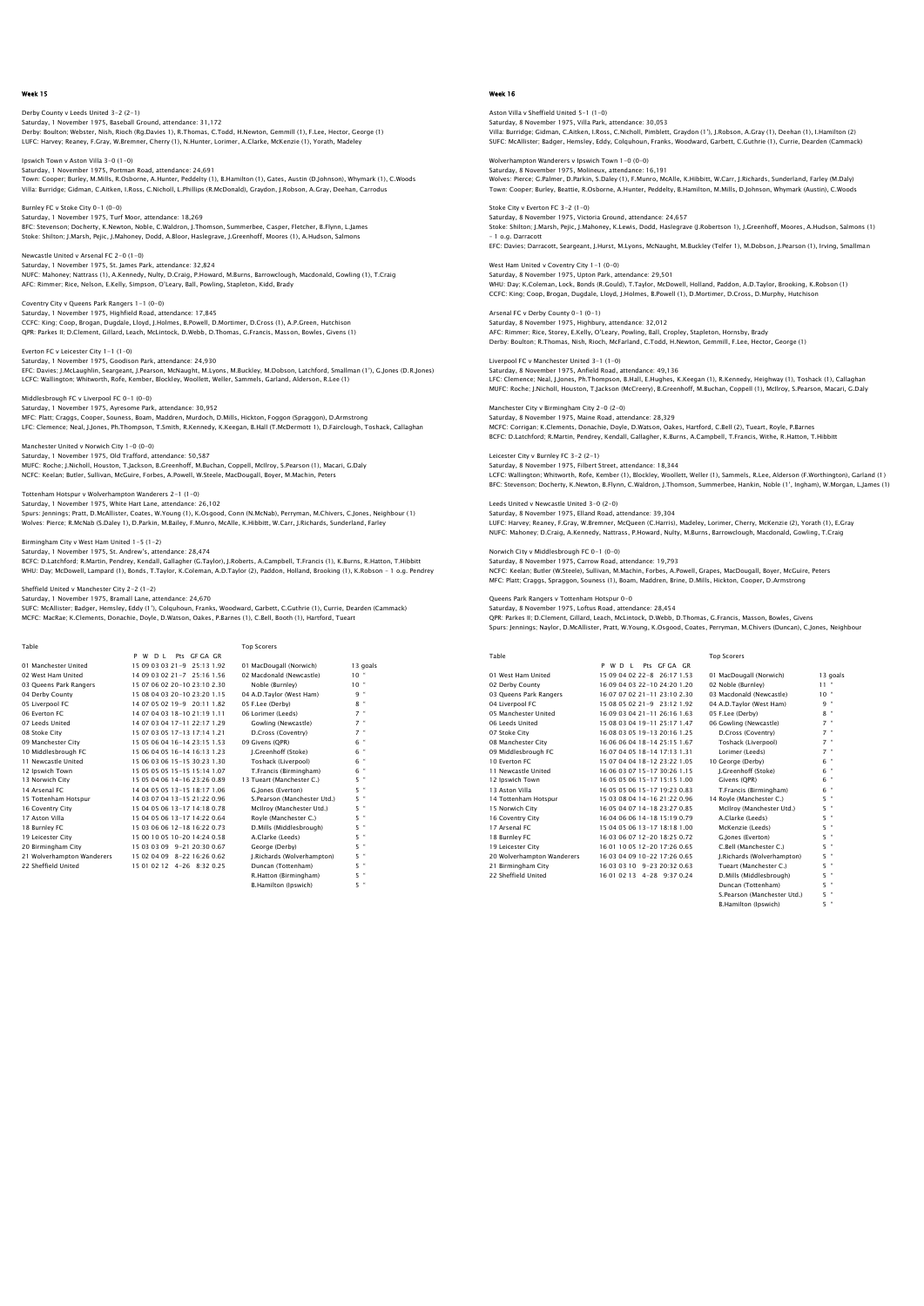## Week 15

Derby County v Leeds United 3-2 (2-1)
Saturday, 1 November 1975, Baseball Ground, attendance: 31,172
Derby: Boulton; Webster, Nish, Rioch (Rg.Davies 1), R.Thomas, C.Todd, H.Newton, Gemmill (1), F.Lee, Hector, George (1)
LUFC: Harvey; Reaney, F.Gray, W.Bremner, Cherry (1), N.Hunter, Lorimer, A.Clarke, McKenzie (1), Yorath, Madeley

Ipswich Town v Aston Villa 3-0 (1-0)
Saturday, 1 November 1975, Portman Road, attendance: 24,691
Town: Cooper; Burley, M.Mills, R.Osborne, A.Hunter, Peddelty (1), B.Hamilton (1), Gates, Austin (D.Johnson), Whymark (1), C.Woods
Villa: Burridge; Gidman, C.Aitken, I.Ross, C.Nicholl, L.Phillips (R.McDonald), Graydon, J.Robson, A.Gray, Deehan, Carrodus

Burnley FC v Stoke City 0-1 (0-0)
Saturday, 1 November 1975, Turf Moor, attendance: 18,269
BFC: Stevenson; Docherty, K.Newton, Noble, C.Waldron, J.Thomson, Summerbee, Casper, Fletcher, B.Flynn, L.James
Stoke: Shilton; J.Marsh, Pejic, J.Mahoney, Dodd, A.Bloor, Haslegrave, J.Greenhoff, Moores (1), A.Hudson, Salmons

Newcastle United v Arsenal FC 2-0 (1-0)
Saturday, 1 November 1975, St. James Park, attendance: 32,824
NUFC: Mahoney; Nattrass (1), A.Kennedy, Nulty, D.Craig, P.Howard, M.Burns, Barrowclough, Macdonald, Gowling (1), T.Craig
AFC: Rimmer; Rice, Nelson, E.Kelly, Simpson, O'Leary, Ball, Powling, Stapleton, Kidd, Brady

Coventry City v Queens Park Rangers 1-1 (0-0)
Saturday, 1 November 1975, Highfield Road, attendance: 17,845
CCFC: King; Coop, Brogan, Dugdale, Lloyd, J.Holmes, B.Powell, D.Mortimer, D.Cross (1), A.P.Green, Hutchison
QPR: Parkes II; D.Clement, Gillard, Leach, McLintock, D.Webb, D.Thomas, G.Francis, Masson, Bowles, Givens (1)

Everton FC v Leicester City 1-1 (1-0)
Saturday, 1 November 1975, Goodison Park, attendance: 24,930
EFC: Davies; J.McLaughlin, Seargeant, J.Pearson, McNaught, M.Lyons, M.Buckley, M.Dobson, Latchford, Smallman (1'), G.Jones (D.R.Jones)
LCFC: Wallington; Whitworth, Rofe, Kember, Blockley, Woollett, Weller, Sammels, Garland, Alderson, R.Lee (1)

Middlesbrough FC v Liverpool FC 0-1 (0-0)
Saturday, 1 November 1975, Ayresome Park, attendance: 30,952
MFC: Platt; Craggs, Cooper, Souness, Boam, Maddren, Murdoch, D.Mills, Hickton, Foggon (Spraggon), D.Armstrong
LFC: Clemence; Neal, J.Jones, Ph.Thompson, T.Smith, R.Kennedy, K.Keegan, B.Hall (T.McDermott 1), D.Fairclough, Toshack, Callaghan

Manchester United v Norwich City 1-0 (0-0)
Saturday, 1 November 1975, Old Trafford, attendance: 50,587
MUFC: Roche; J.Nicholl, Houston, T.Jackson, B.Greenhoff, M.Buchan, Coppell, McIlroy, S.Pearson (1), Macari, G.Daly
NCFC: Keelan; Butler, Sullivan, McGuire, Forbes, A.Powell, W.Steele, MacDougall, Boyer, M.Machin, Peters

Tottenham Hotspur v Wolverhampton Wanderers 2-1 (1-0)
Saturday, 1 November 1975, White Hart Lane, attendance: 26,102
Spurs: Jennings; Pratt, D.McAllister, Coates, W.Young (1), K.Osgood, Conn (N.McNab), Perryman, M.Chivers, C.Jones, Neighbour (1)
Wolves: Pierce; R.McNab (S.Daley 1), D.Parkin, M.Bailey, F.Munro, McAlle, K.Hibbitt, W.Carr, J.Richards, Sunderland, Farley

Birmingham City v West Ham United 1-5 (1-2)
Saturday, 1 November 1975, St. Andrew's, attendance: 28,474
BCFC: D.Latchford; R.Martin, Pendrey, Kendall, Gallagher (G.Taylor), J.Roberts, A.Campbell, T.Francis (1), K.Burns, R.Hatton, T.Hibbitt
WHU: Day; McDowell, Lampard (1), Bonds, T.Taylor, K.Coleman, A.D.Taylor (2), Paddon, Holland, Brooking (1), K.Robson - 1 o.g. Pendrey

Sheffield United v Manchester City 2-2 (1-2)
Saturday, 1 November 1975, Bramall Lane, attendance: 24,670
SUFC: McAllister; Badger, Hemsley, Eddy (1'), Colquhoun, Franks, Woodward, Garbett, C.Guthrie (1), Currie, Dearden (Cammack)
MCFC: MacRae; K.Clements, Donachie, Doyle, D.Watson, Oakes, P.Barnes (1), C.Bell, Booth (1), Hartford, Tueart

### Table

| | P | W | D | L | Pts | GF | GA | GR |
|---|---|---|---|---|---|---|---|---|
| 01 Manchester United | 15 | 09 | 03 | 03 | 21-9 | 25 | 13 | 1.92 |
| 02 West Ham United | 14 | 09 | 03 | 02 | 21-7 | 25 | 16 | 1.56 |
| 03 Queens Park Rangers | 15 | 07 | 06 | 02 | 20-10 | 23 | 10 | 2.30 |
| 04 Derby County | 15 | 08 | 04 | 03 | 20-10 | 23 | 20 | 1.15 |
| 05 Liverpool FC | 14 | 07 | 05 | 02 | 19-9 | 20 | 11 | 1.82 |
| 06 Everton FC | 14 | 07 | 04 | 03 | 18-10 | 21 | 19 | 1.11 |
| 07 Leeds United | 14 | 07 | 03 | 04 | 17-11 | 22 | 17 | 1.29 |
| 08 Stoke City | 15 | 07 | 03 | 05 | 17-13 | 17 | 14 | 1.21 |
| 09 Manchester City | 15 | 05 | 06 | 04 | 16-14 | 23 | 15 | 1.53 |
| 10 Middlesbrough FC | 15 | 06 | 04 | 05 | 16-14 | 16 | 13 | 1.23 |
| 11 Newcastle United | 15 | 06 | 03 | 06 | 15-15 | 30 | 23 | 1.30 |
| 12 Ipswich Town | 15 | 05 | 05 | 05 | 15-15 | 15 | 14 | 1.07 |
| 13 Norwich City | 15 | 05 | 04 | 06 | 14-16 | 23 | 26 | 0.89 |
| 14 Arsenal FC | 14 | 04 | 05 | 05 | 13-15 | 18 | 17 | 1.06 |
| 15 Tottenham Hotspur | 14 | 03 | 07 | 04 | 13-15 | 21 | 22 | 0.96 |
| 16 Coventry City | 15 | 04 | 05 | 06 | 13-17 | 14 | 18 | 0.78 |
| 17 Aston Villa | 15 | 04 | 05 | 06 | 13-17 | 14 | 22 | 0.64 |
| 18 Burnley FC | 15 | 03 | 06 | 06 | 12-18 | 16 | 22 | 0.73 |
| 19 Leicester City | 15 | 00 | 10 | 05 | 10-20 | 14 | 24 | 0.58 |
| 20 Birmingham City | 15 | 03 | 03 | 09 | 9-21 | 20 | 30 | 0.67 |
| 21 Wolverhampton Wanderers | 15 | 02 | 04 | 09 | 8-22 | 16 | 26 | 0.62 |
| 22 Sheffield United | 15 | 01 | 02 | 12 | 4-26 | 8 | 32 | 0.25 |

### Top Scorers

| | |
|---|---|
| 01 MacDougall (Norwich) | 13 goals |
| 02 Macdonald (Newcastle) | 10 " |
| Noble (Burnley) | 10 " |
| 04 A.D.Taylor (West Ham) | 9 " |
| 05 F.Lee (Derby) | 8 " |
| 06 Lorimer (Leeds) | 7 " |
| Gowling (Newcastle) | 7 " |
| D.Cross (Coventry) | 7 " |
| 09 Givens (QPR) | 6 " |
| J.Greenhoff (Stoke) | 6 " |
| Toshack (Liverpool) | 6 " |
| T.Francis (Birmingham) | 6 " |
| 13 Tueart (Manchester C.) | 5 " |
| G.Jones (Everton) | 5 " |
| S.Pearson (Manchester Utd.) | 5 " |
| McIlroy (Manchester Utd.) | 5 " |
| Royle (Manchester C.) | 5 " |
| D.Mills (Middlesbrough) | 5 " |
| A.Clarke (Leeds) | 5 " |
| George (Derby) | 5 " |
| J.Richards (Wolverhampton) | 5 " |
| Duncan (Tottenham) | 5 " |
| R.Hatton (Birmingham) | 5 " |
| B.Hamilton (Ipswich) | 5 " |

## Week 16

Aston Villa v Sheffield United 5-1 (1-0)
Saturday, 8 November 1975, Villa Park, attendance: 30,053
Villa: Burridge; Gidman, C.Aitken, I.Ross, C.Nicholl, Pimblett, Graydon (1'), J.Robson, A.Gray (1), Deehan (1), I.Hamilton (2)
SUFC: McAllister; Badger, Hemsley, Eddy, Colquhoun, Franks, Woodward, Garbett, C.Guthrie (1), Currie, Dearden (Cammack)

Wolverhampton Wanderers v Ipswich Town 1-0 (0-0)
Saturday, 8 November 1975, Molineux, attendance: 16,191
Wolves: Pierce; G.Palmer, D.Parkin, S.Daley (1), F.Munro, McAlle, K.Hibbitt, W.Carr, J.Richards, Sunderland, Farley (M.Daly)
Town: Cooper; Burley, Beattie, R.Osborne, A.Hunter, Peddelty, B.Hamilton, M.Mills, D.Johnson, Whymark (Austin), C.Woods

Stoke City v Everton FC 3-2 (1-0)
Saturday, 8 November 1975, Victoria Ground, attendance: 24,657
Stoke: Shilton; J.Marsh, Pejic, J.Mahoney, K.Lewis, Dodd, Haslegrave (J.Robertson 1), J.Greenhoff, Moores, A.Hudson, Salmons (1) - 1 o.g. Darracott
EFC: Davies; Darracott, Seargeant, J.Hurst, M.Lyons, McNaught, M.Buckley (Telfer 1), M.Dobson, J.Pearson (1), Irving, Smallman

West Ham United v Coventry City 1-1 (0-0)
Saturday, 8 November 1975, Upton Park, attendance: 29,501
WHU: Day; K.Coleman, Lock, Bonds (R.Gould), T.Taylor, McDowell, Holland, Paddon, A.D.Taylor, Brooking, K.Robson (1)
CCFC: King; Coop, Brogan, Dugdale, Lloyd, J.Holmes, B.Powell (1), D.Mortimer, D.Cross, D.Murphy, Hutchison

Arsenal FC v Derby County 0-1 (0-1)
Saturday, 8 November 1975, Highbury, attendance: 32,012
AFC: Rimmer; Rice, Storey, E.Kelly, O'Leary, Powling, Ball, Cropley, Stapleton, Hornsby, Brady
Derby: Boulton; R.Thomas, Nish, Rioch, McFarland, C.Todd, H.Newton, Gemmill, F.Lee, Hector, George (1)

Liverpool FC v Manchester United 3-1 (1-0)
Saturday, 8 November 1975, Anfield Road, attendance: 49,136
LFC: Clemence; Neal, J.Jones, Ph.Thompson, B.Hall, E.Hughes, K.Keegan (1), R.Kennedy, Heighway (1), Toshack (1), Callaghan
MUFC: Roche; J.Nicholl, Houston, T.Jackson (McCreery), B.Greenhoff, M.Buchan, Coppell (1), McIlroy, S.Pearson, Macari, G.Daly

Manchester City v Birmingham City 2-0 (2-0)
Saturday, 8 November 1975, Maine Road, attendance: 28,329
MCFC: Corrigan; K.Clements, Donachie, Doyle, D.Watson, Oakes, Hartford, C.Bell (2), Tueart, Royle, P.Barnes
BCFC: D.Latchford; R.Martin, Pendrey, Kendall, Gallagher, K.Burns, A.Campbell, T.Francis, Withe, R.Hatton, T.Hibbitt

Leicester City v Burnley FC 3-2 (2-1)
Saturday, 8 November 1975, Filbert Street, attendance: 18,344
LCFC: Wallington; Whitworth, Rofe, Kember (1), Blockley, Woollett, Weller (1), Sammels, R.Lee, Alderson (F.Worthington), Garland (1)
BFC: Stevenson; Docherty, K.Newton, B.Flynn, C.Waldron, J.Thomson, Summerbee, Hankin, Noble (1', Ingham), W.Morgan, L.James (1)

Leeds United v Newcastle United 3-0 (2-0)
Saturday, 8 November 1975, Elland Road, attendance: 39,304
LUFC: Harvey; Reaney, F.Gray, W.Bremner, McQueen (C.Harris), Madeley, Lorimer, Cherry, McKenzie (2), Yorath (1), E.Gray
NUFC: Mahoney; D.Craig, A.Kennedy, Nattrass, P.Howard, Nulty, M.Burns, Barrowclough, Macdonald, Gowling, T.Craig

Norwich City v Middlesbrough FC 0-1 (0-0)
Saturday, 8 November 1975, Carrow Road, attendance: 19,793
NCFC: Keelan; Butler (W.Steele), Sullivan, M.Machin, Forbes, A.Powell, Grapes, MacDougall, Boyer, McGuire, Peters
MFC: Platt; Craggs, Spraggon, Souness (1), Boam, Maddren, Brine, D.Mills, Hickton, Cooper, D.Armstrong

Queens Park Rangers v Tottenham Hotspur 0-0
Saturday, 8 November 1975, Loftus Road, attendance: 28,454
QPR: Parkes II; D.Clement, Gillard, Leach, McLintock, D.Webb, D.Thomas, G.Francis, Masson, Bowles, Givens
Spurs: Jennings; Naylor, D.McAllister, Pratt, W.Young, K.Osgood, Coates, Perryman, M.Chivers (Duncan), C.Jones, Neighbour

### Table

| | P | W | D | L | Pts | GF | GA | GR |
|---|---|---|---|---|---|---|---|---|
| 01 West Ham United | 15 | 09 | 04 | 02 | 22-8 | 26 | 17 | 1.53 |
| 02 Derby County | 16 | 09 | 04 | 03 | 22-10 | 24 | 20 | 1.20 |
| 03 Queens Park Rangers | 16 | 07 | 07 | 02 | 21-11 | 23 | 10 | 2.30 |
| 04 Liverpool FC | 15 | 08 | 05 | 02 | 21-9 | 23 | 12 | 1.92 |
| 05 Manchester United | 16 | 09 | 03 | 04 | 21-11 | 26 | 16 | 1.63 |
| 06 Leeds United | 15 | 08 | 03 | 04 | 19-11 | 25 | 17 | 1.47 |
| 07 Stoke City | 16 | 08 | 03 | 05 | 19-13 | 20 | 16 | 1.25 |
| 08 Manchester City | 16 | 06 | 06 | 04 | 18-14 | 25 | 15 | 1.67 |
| 09 Middlesbrough FC | 16 | 07 | 04 | 05 | 18-14 | 17 | 13 | 1.31 |
| 10 Everton FC | 15 | 07 | 04 | 04 | 18-12 | 23 | 22 | 1.05 |
| 11 Newcastle United | 16 | 06 | 03 | 07 | 15-17 | 30 | 26 | 1.15 |
| 12 Ipswich Town | 16 | 05 | 05 | 06 | 15-17 | 15 | 15 | 1.00 |
| 13 Aston Villa | 16 | 05 | 05 | 06 | 15-17 | 19 | 23 | 0.83 |
| 14 Tottenham Hotspur | 15 | 03 | 08 | 04 | 14-16 | 21 | 22 | 0.96 |
| 15 Norwich City | 16 | 05 | 04 | 07 | 14-18 | 23 | 27 | 0.85 |
| 16 Coventry City | 16 | 04 | 06 | 06 | 14-18 | 15 | 19 | 0.79 |
| 17 Arsenal FC | 15 | 04 | 05 | 06 | 13-17 | 18 | 18 | 1.00 |
| 18 Burnley FC | 16 | 03 | 06 | 07 | 12-20 | 18 | 25 | 0.72 |
| 19 Leicester City | 16 | 01 | 10 | 05 | 12-20 | 17 | 26 | 0.65 |
| 20 Wolverhampton Wanderers | 16 | 03 | 04 | 09 | 10-22 | 17 | 26 | 0.65 |
| 21 Birmingham City | 16 | 03 | 03 | 10 | 9-23 | 20 | 32 | 0.63 |
| 22 Sheffield United | 16 | 01 | 02 | 13 | 4-28 | 9 | 37 | 0.24 |

### Top Scorers

| | |
|---|---|
| 01 MacDougall (Norwich) | 13 goals |
| 02 Noble (Burnley) | 11 " |
| 03 Macdonald (Newcastle) | 10 " |
| 04 A.D.Taylor (West Ham) | 9 " |
| 05 F.Lee (Derby) | 8 " |
| 06 Gowling (Newcastle) | 7 " |
| D.Cross (Coventry) | 7 " |
| Toshack (Liverpool) | 7 " |
| Lorimer (Leeds) | 7 " |
| 10 George (Derby) | 6 " |
| J.Greenhoff (Stoke) | 6 " |
| Givens (QPR) | 6 " |
| T.Francis (Birmingham) | 6 " |
| 14 Royle (Manchester C.) | 5 " |
| McIlroy (Manchester Utd.) | 5 " |
| A.Clarke (Leeds) | 5 " |
| McKenzie (Leeds) | 5 " |
| G.Jones (Everton) | 5 " |
| C.Bell (Manchester C.) | 5 " |
| J.Richards (Wolverhampton) | 5 " |
| Tueart (Manchester C.) | 5 " |
| D.Mills (Middlesbrough) | 5 " |
| Duncan (Tottenham) | 5 " |
| S.Pearson (Manchester Utd.) | 5 " |
| B.Hamilton (Ipswich) | 5 " |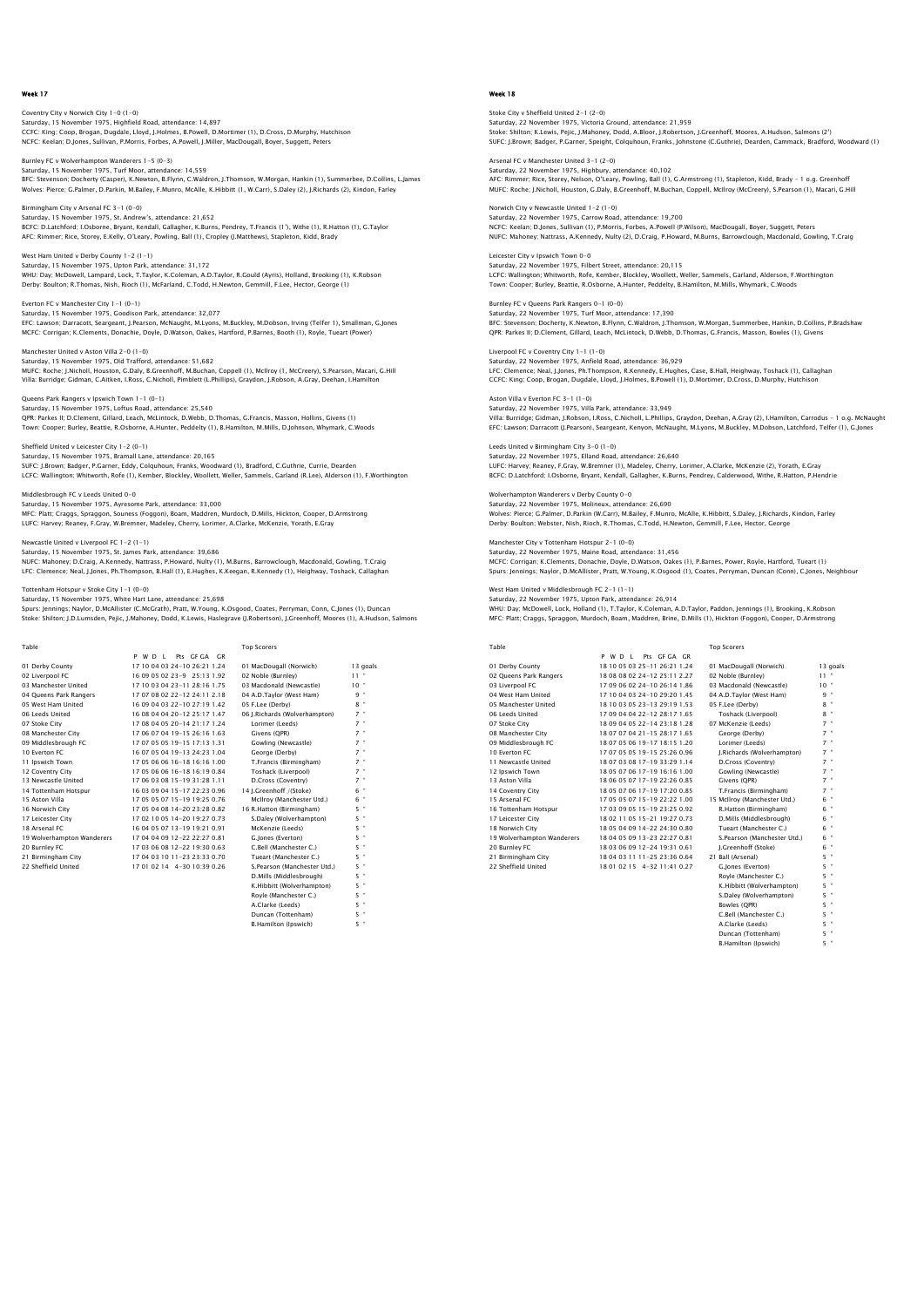## Week 17

Coventry City v Norwich City 1-0 (1-0)
Saturday, 15 November 1975, Highfield Road, attendance: 14,897
CCFC: King; Coop, Brogan, Dugdale, Lloyd, J.Holmes, B.Powell, D.Mortimer (1), D.Cross, D.Murphy, Hutchison
NCFC: Keelan; D.Jones, Sullivan, P.Morris, Forbes, A.Powell, J.Miller, MacDougall, Boyer, Suggett, Peters

Burnley FC v Wolverhampton Wanderers 1-5 (0-3)
Saturday, 15 November 1975, Turf Moor, attendance: 14,559
BFC: Stevenson; Docherty (Casper), K.Newton, B.Flynn, C.Waldron, J.Thomson, W.Morgan, Hankin (1), Summerbee, D.Collins, L.James
Wolves: Pierce; G.Palmer, D.Parkin, M.Bailey, F.Munro, McAlle, K.Hibbitt (1, W.Carr), S.Daley (2), J.Richards (2), Kindon, Farley

Birmingham City v Arsenal FC 3-1 (0-0)
Saturday, 15 November 1975, St. Andrew's, attendance: 21,652
BCFC: D.Latchford; I.Osborne, Bryant, Kendall, Gallagher, K.Burns, Pendrey, T.Francis (1'), Withe (1), R.Hatton (1), G.Taylor
AFC: Rimmer; Rice, Storey, E.Kelly, O'Leary, Powling, Ball (1), Cropley (J.Matthews), Stapleton, Kidd, Brady

West Ham United v Derby County 1-2 (1-1)
Saturday, 15 November 1975, Upton Park, attendance: 31,172
WHU: Day; McDowell, Lampard, Lock, T.Taylor, K.Coleman, A.D.Taylor, R.Gould (Ayris), Holland, Brooking (1), K.Robson
Derby: Boulton; R.Thomas, Nish, Rioch (1), McFarland, C.Todd, H.Newton, Gemmill, F.Lee, Hector, George (1)

Everton FC v Manchester City 1-1 (0-1)
Saturday, 15 November 1975, Goodison Park, attendance: 32,077
EFC: Lawson; Darracott, Seargeant, J.Pearson, McNaught, M.Lyons, M.Buckley, M.Dobson, Irving (Telfer 1), Smallman, G.Jones
MCFC: Corrigan; K.Clements, Donachie, Doyle, D.Watson, Oakes, Hartford, P.Barnes, Booth (1), Royle, Tueart (Power)

Manchester United v Aston Villa 2-0 (1-0)
Saturday, 15 November 1975, Old Trafford, attendance: 51,682
MUFC: Roche; J.Nicholl, Houston, G.Daly, B.Greenhoff, M.Buchan, Coppell (1), McIlroy (1, McCreery), S.Pearson, Macari, G.Hill
Villa: Burridge; Gidman, C.Aitken, I.Ross, C.Nicholl, Pimblett (L.Phillips), Graydon, J.Robson, A.Gray, Deehan, I.Hamilton

Queens Park Rangers v Ipswich Town 1-1 (0-1)
Saturday, 15 November 1975, Loftus Road, attendance: 25,540
QPR: Parkes II; D.Clement, Gillard, Leach, McLintock, D.Webb, D.Thomas, G.Francis, Masson, Hollins, Givens (1)
Town: Cooper; Burley, Beattie, R.Osborne, A.Hunter, Peddelty (1), B.Hamilton, M.Mills, D.Johnson, Whymark, C.Woods

Sheffield United v Leicester City 1-2 (0-1)
Saturday, 15 November 1975, Bramall Lane, attendance: 20,165
SUFC: J.Brown; Badger, P.Garner, Eddy, Colquhoun, Franks, Woodward (1), Bradford, C.Guthrie, Currie, Dearden
LCFC: Wallington; Whitworth, Rofe (1), Kember, Blockley, Woollett, Weller, Sammels, Garland (R.Lee), Alderson (1), F.Worthington

Middlesbrough FC v Leeds United 0-0
Saturday, 15 November 1975, Ayresome Park, attendance: 33,000
MFC: Platt; Craggs, Spraggon, Souness (Foggon), Boam, Maddren, Murdoch, D.Mills, Hickton, Cooper, D.Armstrong
LUFC: Harvey; Reaney, F.Gray, W.Bremner, Madeley, Cherry, Lorimer, A.Clarke, McKenzie, Yorath, E.Gray

Newcastle United v Liverpool FC 1-2 (1-1)
Saturday, 15 November 1975, St. James Park, attendance: 39,686
NUFC: Mahoney; D.Craig, A.Kennedy, Nattrass, P.Howard, Nulty (1), M.Burns, Barrowclough, Macdonald, Gowling, T.Craig
LFC: Clemence; Neal, J.Jones, Ph.Thompson, B.Hall (1), E.Hughes, K.Keegan, R.Kennedy (1), Heighway, Toshack, Callaghan

Tottenham Hotspur v Stoke City 1-1 (0-0)
Saturday, 15 November 1975, White Hart Lane, attendance: 25,698
Spurs: Jennings; Naylor, D.McAllister (C.McGrath), Pratt, W.Young, K.Osgood, Coates, Perryman, Conn, C.Jones (1), Duncan
Stoke: Shilton; J.D.Lumsden, Pejic, J.Mahoney, Dodd, K.Lewis, Haslegrave (J.Robertson), J.Greenhoff, Moores (1), A.Hudson, Salmons

### Table

| | P | W | D | L | Pts | GF | GA | GR |
|---|---|---|---|---|---|---|---|---|
| 01 Derby County | 17 | 10 | 04 | 03 | 24 | 26 | 21 | 1.24 |
| 02 Liverpool FC | 16 | 09 | 05 | 02 | 23 | 25 | 13 | 1.92 |
| 03 Manchester United | 17 | 10 | 03 | 04 | 23 | 28 | 16 | 1.75 |
| 04 Queens Park Rangers | 17 | 07 | 08 | 02 | 22 | 24 | 11 | 2.18 |
| 05 West Ham United | 16 | 09 | 04 | 03 | 22 | 27 | 19 | 1.42 |
| 06 Leeds United | 16 | 08 | 04 | 04 | 20 | 25 | 17 | 1.47 |
| 07 Stoke City | 17 | 08 | 04 | 05 | 20 | 21 | 17 | 1.24 |
| 08 Manchester City | 17 | 06 | 07 | 04 | 19 | 26 | 16 | 1.63 |
| 09 Middlesbrough FC | 17 | 07 | 05 | 05 | 19 | 17 | 13 | 1.31 |
| 10 Everton FC | 16 | 07 | 05 | 04 | 19 | 24 | 23 | 1.04 |
| 11 Ipswich Town | 17 | 05 | 06 | 06 | 16 | 16 | 16 | 1.00 |
| 12 Coventry City | 17 | 05 | 06 | 06 | 16 | 16 | 19 | 0.84 |
| 13 Newcastle United | 17 | 06 | 03 | 08 | 15 | 31 | 28 | 1.11 |
| 14 Tottenham Hotspur | 16 | 03 | 09 | 04 | 15 | 17 | 22 | 0.77 |
| 15 Aston Villa | 17 | 05 | 05 | 07 | 15 | 19 | 25 | 0.76 |
| 16 Norwich City | 17 | 05 | 04 | 08 | 14 | 20 | 28 | 0.71 |
| 17 Leicester City | 17 | 02 | 10 | 05 | 14 | 20 | 27 | 0.74 |
| 18 Arsenal FC | 16 | 04 | 05 | 07 | 13 | 19 | 21 | 0.90 |
| 19 Wolverhampton Wanderers | 17 | 04 | 04 | 09 | 12 | 22 | 27 | 0.81 |
| 20 Burnley FC | 17 | 03 | 06 | 08 | 12 | 22 | 19 | 30 | 0.63 |
| 21 Birmingham City | 17 | 04 | 03 | 10 | 11 | 23 | 33 | 0.70 |
| 22 Sheffield United | 17 | 01 | 02 | 14 | 4 | 10 | 39 | 0.26 |

### Top Scorers

| | |
|---|---|
| 01 MacDougall (Norwich) | 13 goals |
| 02 Noble (Burnley) | 11 " |
| 03 Macdonald (Newcastle) | 10 " |
| 04 A.D.Taylor (West Ham) | 9 " |
| 05 F.Lee (Derby) | 8 " |
| 06 J.Richards (Wolverhampton) | 7 " |
| Lorimer (Leeds) | 7 " |
| Givens (QPR) | 7 " |
| Gowling (Newcastle) | 7 " |
| George (Derby) | 7 " |
| T.Francis (Birmingham) | 7 " |
| Toshack (Liverpool) | 7 " |
| D.Cross (Coventry) | 7 " |
| 14 J.Greenhoff (Stoke) | 6 " |
| McIlroy (Manchester Utd.) | 6 " |
| 16 R.Hatton (Birmingham) | 5 " |
| S.Daley (Wolverhampton) | 5 " |
| McKenzie (Leeds) | 5 " |
| G.Jones (Everton) | 5 " |
| C.Bell (Manchester C.) | 5 " |
| Tueart (Manchester C.) | 5 " |
| S.Pearson (Manchester Utd.) | 5 " |
| D.Mills (Middlesbrough) | 5 " |
| K.Hibbitt (Wolverhampton) | 5 " |
| Royle (Manchester C.) | 5 " |
| A.Clarke (Leeds) | 5 " |
| Duncan (Tottenham) | 5 " |
| B.Hamilton (Ipswich) | 5 " |

## Week 18

Stoke City v Sheffield United 2-1 (2-0)
Saturday, 22 November 1975, Victoria Ground, attendance: 21,959
Stoke: Shilton; K.Lewis, Pejic, J.Mahoney, Dodd, A.Bloor, J.Robertson, J.Greenhoff, Moores, A.Hudson, Salmons (2')
SUFC: J.Brown; Badger, P.Garner, Speight, Colquhoun, Franks, Johnstone (C.Guthrie), Dearden, Cammack, Bradford, Woodward (1)

Arsenal FC v Manchester United 3-1 (2-0)
Saturday, 22 November 1975, Highbury, attendance: 40,102
AFC: Rimmer; Rice, Storey, Nelson, O'Leary, Powling, Ball (1), G.Armstrong (1), Stapleton, Kidd, Brady - 1 o.g. Greenhoff
MUFC: Roche; J.Nicholl, Houston, G.Daly, B.Greenhoff, M.Buchan, Coppell, McIlroy (McCreery), S.Pearson (1), Macari, G.Hill

Norwich City v Newcastle United 1-2 (1-0)
Saturday, 22 November 1975, Carrow Road, attendance: 19,700
NCFC: Keelan; D.Jones, Sullivan (1), P.Morris, Forbes, A.Powell (P.Wilson), MacDougall, Boyer, Suggett, Peters
NUFC: Mahoney; Nattrass, A.Kennedy, Nulty (2), D.Craig, P.Howard, M.Burns, Barrowclough, Macdonald, Gowling, T.Craig

Leicester City v Ipswich Town 0-0
Saturday, 22 November 1975, Filbert Street, attendance: 20,115
LCFC: Wallington; Whitworth, Rofe, Kember, Blockley, Woollett, Weller, Sammels, Garland, Alderson, F.Worthington
Town: Cooper; Burley, Beattie, R.Osborne, A.Hunter, Peddelty, B.Hamilton, M.Mills, Whymark, C.Woods

Burnley FC v Queens Park Rangers 0-1 (0-0)
Saturday, 22 November 1975, Turf Moor, attendance: 17,390
BFC: Stevenson; Docherty, K.Newton, B.Flynn, C.Waldron, J.Thomson, W.Morgan, Summerbee, Hankin, D.Collins, P.Bradshaw
QPR: Parkes II; D.Clement, Gillard, Leach, McLintock, D.Webb, D.Thomas, G.Francis, Masson, Bowles (1), Givens

Liverpool FC v Coventry City 1-1 (1-0)
Saturday, 22 November 1975, Anfield Road, attendance: 36,929
LFC: Clemence; Neal, J.Jones, Ph.Thompson, R.Kennedy, E.Hughes, Case, B.Hall, Heighway, Toshack (1), Callaghan
CCFC: King; Coop, Brogan, Dugdale, Lloyd, J.Holmes, B.Powell (1), D.Mortimer, D.Cross, D.Murphy, Hutchison

Aston Villa v Everton FC 3-1 (1-0)
Saturday, 22 November 1975, Villa Park, attendance: 33,949
Villa: Burridge; Gidman, J.Robson, I.Ross, C.Nicholl, L.Phillips, Graydon, Deehan, A.Gray (2), I.Hamilton, Carrodus - 1 o.g. McNaught
EFC: Lawson; Darracott (J.Pearson), Seargeant, Kenyon, McNaught, M.Lyons, M.Buckley, M.Dobson, Latchford, Telfer (1), G.Jones

Leeds United v Birmingham City 3-0 (1-0)
Saturday, 22 November 1975, Elland Road, attendance: 26,640
LUFC: Harvey; Reaney, F.Gray, W.Bremner (1), Madeley, Cherry, Lorimer, A.Clarke, McKenzie (2), Yorath, E.Gray
BCFC: D.Latchford; I.Osborne, Bryant, Kendall, Gallagher, K.Burns, Pendrey, Calderwood, Withe, R.Hatton, P.Hendrie

Wolverhampton Wanderers v Derby County 0-0
Saturday, 22 November 1975, Molineux, attendance: 26,690
Wolves: Pierce; G.Palmer, D.Parkin (W.Carr), M.Bailey, F.Munro, McAlle, K.Hibbitt, S.Daley, J.Richards, Kindon, Farley
Derby: Boulton; Webster, Nish, Rioch, R.Thomas, C.Todd, H.Newton, Gemmill, F.Lee, Hector, George

Manchester City v Tottenham Hotspur 2-1 (0-0)
Saturday, 22 November 1975, Maine Road, attendance: 31,456
MCFC: Corrigan; K.Clements, Donachie, Doyle, D.Watson, Oakes (1), P.Barnes, Power, Royle, Hartford, Tueart (1)
Spurs: Jennings; Naylor, D.McAllister, Pratt, W.Young, K.Osgood (1), Coates, Perryman, Duncan (Conn), C.Jones, Neighbour

West Ham United v Middlesbrough FC 2-1 (1-1)
Saturday, 22 November 1975, Upton Park, attendance: 26,914
WHU: Day; McDowell, Lock, Holland (1), T.Taylor, K.Coleman, A.D.Taylor, Paddon, Jennings (1), Brooking, K.Robson
MFC: Platt; Craggs, Spraggon, Murdoch, Boam, Maddren, Brine, D.Mills (1), Hickton (Foggon), Cooper, D.Armstrong

### Table

| | P | W | D | L | Pts | GF | GA | GR |
|---|---|---|---|---|---|---|---|---|
| 01 Derby County | 18 | 10 | 05 | 03 | 25 | 26 | 21 | 1.24 |
| 02 Queens Park Rangers | 18 | 08 | 08 | 02 | 24 | 25 | 11 | 2.27 |
| 03 Liverpool FC | 17 | 09 | 06 | 02 | 24 | 26 | 14 | 1.86 |
| 04 West Ham United | 17 | 10 | 04 | 03 | 24 | 29 | 20 | 1.45 |
| 05 Manchester United | 18 | 10 | 03 | 05 | 23 | 29 | 19 | 1.53 |
| 06 Leeds United | 17 | 09 | 04 | 04 | 22 | 28 | 17 | 1.65 |
| 07 Stoke City | 18 | 09 | 04 | 05 | 22 | 23 | 18 | 1.28 |
| 08 Manchester City | 18 | 07 | 07 | 04 | 21 | 28 | 17 | 1.65 |
| 09 Middlesbrough FC | 18 | 07 | 05 | 06 | 19 | 18 | 15 | 1.20 |
| 10 Everton FC | 17 | 07 | 05 | 05 | 19 | 25 | 26 | 0.96 |
| 11 Newcastle United | 18 | 07 | 03 | 08 | 17 | 33 | 29 | 1.14 |
| 12 Ipswich Town | 18 | 05 | 07 | 06 | 17 | 16 | 16 | 1.00 |
| 13 Aston Villa | 18 | 06 | 05 | 07 | 17 | 22 | 26 | 0.85 |
| 14 Coventry City | 18 | 05 | 07 | 06 | 17 | 17 | 20 | 0.85 |
| 15 Arsenal FC | 17 | 05 | 05 | 07 | 15 | 22 | 22 | 1.00 |
| 16 Tottenham Hotspur | 17 | 03 | 09 | 05 | 15 | 18 | 24 | 0.75 |
| 17 Leicester City | 18 | 02 | 11 | 05 | 15 | 20 | 27 | 0.74 |
| 18 Norwich City | 18 | 05 | 04 | 09 | 14 | 21 | 30 | 0.70 |
| 19 Wolverhampton Wanderers | 18 | 04 | 05 | 09 | 13 | 22 | 27 | 0.81 |
| 20 Burnley FC | 18 | 03 | 06 | 09 | 12 | 19 | 31 | 0.61 |
| 21 Birmingham City | 18 | 04 | 03 | 11 | 11 | 23 | 36 | 0.64 |
| 22 Sheffield United | 18 | 01 | 02 | 15 | 4 | 11 | 41 | 0.27 |

### Top Scorers

| | |
|---|---|
| 01 MacDougall (Norwich) | 13 goals |
| 02 Noble (Burnley) | 11 " |
| 03 Macdonald (Newcastle) | 10 " |
| 04 A.D.Taylor (West Ham) | 9 " |
| 05 F.Lee (Derby) | 8 " |
| Toshack (Liverpool) | 8 " |
| 07 McKenzie (Leeds) | 7 " |
| George (Derby) | 7 " |
| Lorimer (Leeds) | 7 " |
| J.Richards (Wolverhampton) | 7 " |
| D.Cross (Coventry) | 7 " |
| Gowling (Newcastle) | 7 " |
| Givens (QPR) | 7 " |
| T.Francis (Birmingham) | 7 " |
| 15 McIlroy (Manchester Utd.) | 6 " |
| R.Hatton (Birmingham) | 6 " |
| D.Mills (Middlesbrough) | 6 " |
| Tueart (Manchester C.) | 6 " |
| S.Pearson (Manchester Utd.) | 6 " |
| J.Greenhoff (Stoke) | 6 " |
| 21 Ball (Arsenal) | 5 " |
| G.Jones (Everton) | 5 " |
| Royle (Manchester C.) | 5 " |
| K.Hibbitt (Wolverhampton) | 5 " |
| S.Daley (Wolverhampton) | 5 " |
| Bowles (QPR) | 5 " |
| C.Bell (Manchester C.) | 5 " |
| A.Clarke (Leeds) | 5 " |
| Duncan (Tottenham) | 5 " |
| B.Hamilton (Ipswich) | 5 " |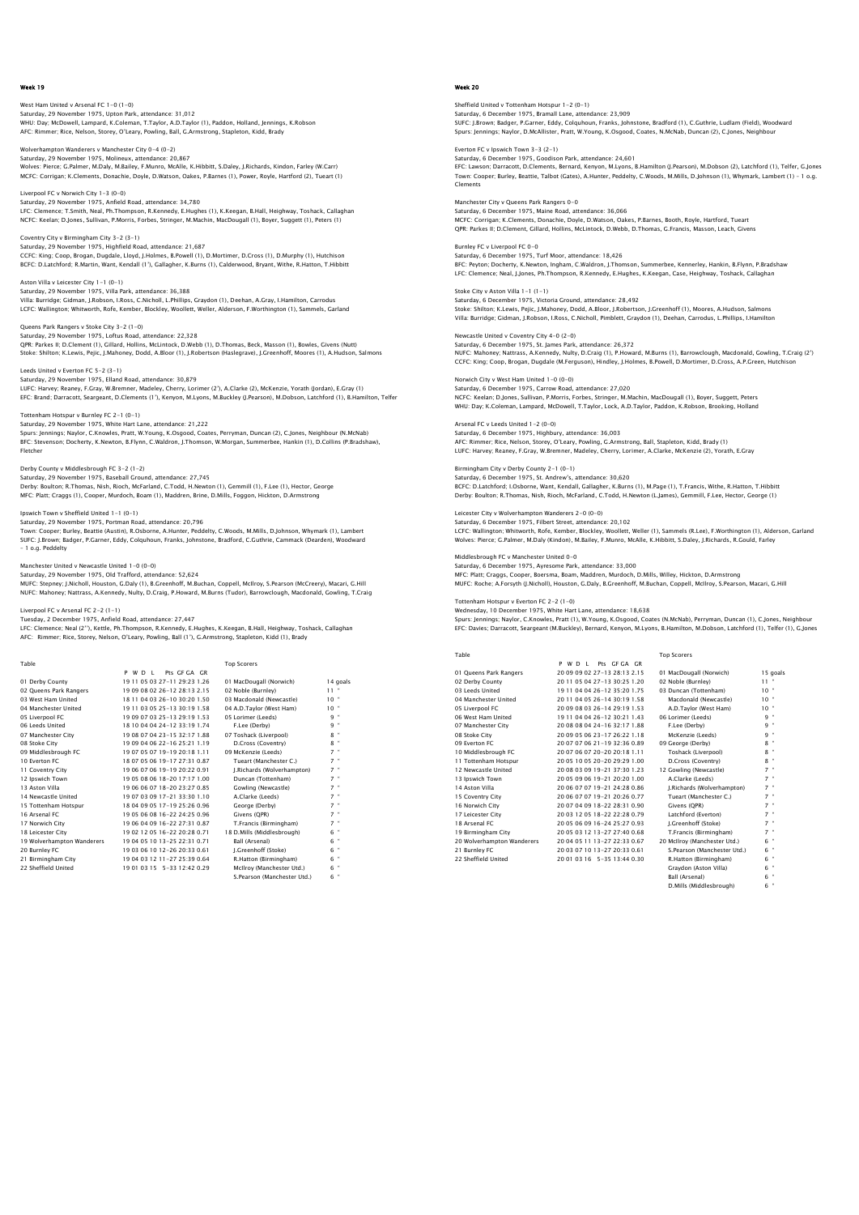## Week 19

West Ham United v Arsenal FC 1-0 (1-0)
Saturday, 29 November 1975, Upton Park, attendance: 31,012
WHU: Day; McDowell, Lampard, K.Coleman, T.Taylor, A.D.Taylor (1), Paddon, Holland, Jennings, K.Robson
AFC: Rimmer; Rice, Nelson, Storey, O'Leary, Powling, Ball, G.Armstrong, Stapleton, Kidd, Brady

Wolverhampton Wanderers v Manchester City 0-4 (0-2)
Saturday, 29 November 1975, Molineux, attendance: 20,867
Wolves: Pierce; G.Palmer, M.Daly, M.Bailey, F.Munro, McAlle, K.Hibbitt, S.Daley, J.Richards, Kindon, Farley (W.Carr)
MCFC: Corrigan; K.Clements, Donachie, Doyle, D.Watson, Oakes, P.Barnes (1), Power, Royle, Hartford (2), Tueart (1)

Liverpool FC v Norwich City 1-3 (0-0)
Saturday, 29 November 1975, Anfield Road, attendance: 34,780
LFC: Clemence; T.Smith, Neal, Ph.Thompson, R.Kennedy, E.Hughes (1), K.Keegan, B.Hall, Heighway, Toshack, Callaghan
NCFC: Keelan; D.Jones, Sullivan, P.Morris, Forbes, Stringer, M.Machin, MacDougall (1), Boyer, Suggett (1), Peters (1)

Coventry City v Birmingham City 3-2 (3-1)
Saturday, 29 November 1975, Highfield Road, attendance: 21,687
CCFC: King; Coop, Brogan, Dugdale, Lloyd, J.Holmes, B.Powell (1), D.Mortimer, D.Cross (1), D.Murphy (1), Hutchison
BCFC: D.Latchford; R.Martin, Want, Kendall (1'), Gallagher, K.Burns (1), Calderwood, Bryant, Withe, R.Hatton, T.Hibbitt

Aston Villa v Leicester City 1-1 (0-1)
Saturday, 29 November 1975, Villa Park, attendance: 36,388
Villa: Burridge; Gidman, J.Robson, I.Ross, C.Nicholl, L.Phillips, Graydon (1), Deehan, A.Gray, I.Hamilton, Carrodus
LCFC: Wallington; Whitworth, Rofe, Kember, Blockley, Woollett, Weller, Alderson, F.Worthington (1), Sammels, Garland

Queens Park Rangers v Stoke City 3-2 (1-0)
Saturday, 29 November 1975, Loftus Road, attendance: 22,328
QPR: Parkes II; D.Clement (1), Gillard, Hollins, McLintock, D.Webb (1), D.Thomas, Beck, Masson (1), Bowles, Givens (Nutt)
Stoke: Shilton; K.Lewis, Pejic, J.Mahoney, Dodd, A.Bloor (1), J.Robertson (Haslegrave), J.Greenhoff, Moores (1), A.Hudson, Salmons

Leeds United v Everton FC 5-2 (3-1)
Saturday, 29 November 1975, Elland Road, attendance: 30,879
LUFC: Harvey; Reaney, F.Gray, W.Bremner, Madeley, Cherry, Lorimer (2'), A.Clarke (2), McKenzie, Yorath (Jordan), E.Gray (1)
EFC: Brand; Darracott, Seargeant, D.Clements (1'), Kenyon, M.Lyons, M.Buckley (J.Pearson), M.Dobson, Latchford (1), B.Hamilton, Telfer

Tottenham Hotspur v Burnley FC 2-1 (0-1)
Saturday, 29 November 1975, White Hart Lane, attendance: 21,222
Spurs: Jennings; Naylor, C.Knowles, Pratt, W.Young, K.Osgood, Coates, Perryman, Duncan (2), C.Jones, Neighbour (N.McNab)
BFC: Stevenson; Docherty, K.Newton, B.Flynn, C.Waldron, J.Thomson, W.Morgan, Summerbee, Hankin (1), D.Collins (P.Bradshaw), Fletcher

Derby County v Middlesbrough FC 3-2 (1-2)
Saturday, 29 November 1975, Baseball Ground, attendance: 27,745
Derby: Boulton; R.Thomas, Nish, Rioch, McFarland, C.Todd, H.Newton (1), Gemmill (1), F.Lee (1), Hector, George
MFC: Platt; Craggs (1), Cooper, Murdoch, Boam (1), Maddren, Brine, D.Mills, Foggon, Hickton, D.Armstrong

Ipswich Town v Sheffield United 1-1 (0-1)
Saturday, 29 November 1975, Portman Road, attendance: 20,796
Town: Cooper; Burley, Beattie (Austin), R.Osborne, A.Hunter, Peddelty, C.Woods, M.Mills, D.Johnson, Whymark (1), Lambert
SUFC: J.Brown; Badger, P.Garner, Eddy, Colquhoun, Franks, Johnstone, Bradford, C.Guthrie, Cammack (Dearden), Woodward - 1 o.g. Peddelty

Manchester United v Newcastle United 1-0 (0-0)
Saturday, 29 November 1975, Old Trafford, attendance: 52,624
MUFC: Stepney; J.Nicholl, Houston, G.Daly (1), B.Greenhoff, M.Buchan, Coppell, McIlroy, S.Pearson (McCreery), Macari, G.Hill
NUFC: Mahoney; Nattrass, A.Kennedy, Nulty, D.Craig, P.Howard, M.Burns (Tudor), Barrowclough, Macdonald, Gowling, T.Craig

Liverpool FC v Arsenal FC 2-2 (1-1)
Tuesday, 2 December 1975, Anfield Road, attendance: 27,447
LFC: Clemence; Neal (2''), Kettle, Ph.Thompson, R.Kennedy, E.Hughes, K.Keegan, B.Hall, Heighway, Toshack, Callaghan
AFC: Rimmer; Rice, Storey, Nelson, O'Leary, Powling, Ball (1'), G.Armstrong, Stapleton, Kidd (1), Brady

Table

| | P | W | D | L | Pts | GF GA | GR |
|---|---|---|---|---|---|---|---|
| 01 Derby County | 19 | 11 | 05 | 03 | 27 | 29:23 | 1.26 |
| 02 Queens Park Rangers | 19 | 09 | 08 | 02 | 26 | 28:13 | 2.15 |
| 03 West Ham United | 18 | 11 | 04 | 03 | 26 | 30:20 | 1.50 |
| 04 Manchester United | 19 | 11 | 03 | 05 | 25 | 33:19 | 1.74 |
| 05 Liverpool FC | 19 | 09 | 07 | 03 | 25 | 29:19 | 1.53 |
| 06 Leeds United | 18 | 10 | 04 | 04 | 24 | 33:19 | 1.74 |
| 07 Manchester City | 19 | 08 | 07 | 04 | 23 | 32:17 | 1.88 |
| 08 Stoke City | 19 | 09 | 04 | 06 | 22 | 25:21 | 1.19 |
| 09 Middlesbrough FC | 19 | 07 | 05 | 07 | 19 | 20:18 | 1.11 |
| 10 Everton FC | 18 | 07 | 05 | 06 | 19 | 32:27 | 0.87 |
| 11 Coventry City | 19 | 06 | 07 | 06 | 19 | 20:22 | 0.91 |
| 12 Ipswich Town | 19 | 05 | 08 | 06 | 18 | 17:17 | 1.00 |
| 13 Aston Villa | 19 | 06 | 06 | 07 | 18 | 20:23 | 0.87 |
| 14 Newcastle United | 19 | 07 | 03 | 09 | 17 | 33:30 | 1.10 |
| 15 Tottenham Hotspur | 18 | 04 | 09 | 05 | 17 | 19:25 | 0.76 |
| 16 Arsenal FC | 19 | 05 | 06 | 08 | 16 | 22:24 | 0.92 |
| 17 Norwich City | 19 | 06 | 04 | 09 | 16 | 27:31 | 0.87 |
| 18 Leicester City | 19 | 02 | 12 | 05 | 16 | 22:28 | 0.71 |
| 19 Wolverhampton Wanderers | 19 | 04 | 05 | 10 | 13 | 25:22 | 0.71 |
| 20 Burnley FC | 19 | 03 | 06 | 10 | 12 | 26:20 | 0.61 |
| 21 Birmingham City | 19 | 04 | 03 | 12 | 11 | 27:25 | 0.64 |
| 22 Sheffield United | 19 | 01 | 03 | 15 | 5 | 33:12 | 0.29 |

Top Scorers

| | | |
|---|---|---|
| 01 MacDougall (Norwich) | 14 goals |
| 02 Noble (Burnley) | 11 " |
| 03 Macdonald (Newcastle) | 10 " |
| 04 A.D.Taylor (West Ham) | 10 " |
| 05 Lorimer (Leeds) | 9 " |
| F.Lee (Derby) | 9 " |
| 07 Toshack (Liverpool) | 8 " |
| D.Cross (Coventry) | 8 " |
| 09 McKenzie (Leeds) | 7 " |
| Tueart (Manchester C.) | 7 " |
| J.Richards (Wolverhampton) | 7 " |
| Duncan (Tottenham) | 7 " |
| Gowling (Newcastle) | 7 " |
| A.Clarke (Leeds) | 7 " |
| George (Derby) | 7 " |
| Givens (QPR) | 7 " |
| T.Francis (Birmingham) | 7 " |
| 18 D.Mills (Middlesbrough) | 6 " |
| Ball (Arsenal) | 6 " |
| J.Greenhoff (Stoke) | 6 " |
| R.Hatton (Birmingham) | 6 " |
| McIlroy (Manchester Utd.) | 6 " |
| S.Pearson (Manchester Utd.) | 6 " |

## Week 20

Sheffield United v Tottenham Hotspur 1-2 (0-1)
Saturday, 6 December 1975, Bramall Lane, attendance: 23,909
SUFC: J.Brown; Badger, P.Garner, Eddy, Colquhoun, Franks, Johnstone, Bradford (1), C.Guthrie, Ludlam (Field), Woodward
Spurs: Jennings; Naylor, D.McAllister, Pratt, W.Young, K.Osgood, Coates, N.McNab, Duncan (2), C.Jones, Neighbour

Everton FC v Ipswich Town 3-3 (2-1)
Saturday, 6 December 1975, Goodison Park, attendance: 24,601
EFC: Lawson; Darracott, D.Clements, Bernard, Kenyon, M.Lyons, B.Hamilton (J.Pearson), M.Dobson (2), Latchford (1), Telfer, G.Jones
Town: Cooper; Burley, Beattie, Talbot (Gates), A.Hunter, Peddelty, C.Woods, M.Mills, D.Johnson (1), Whymark, Lambert (1) - 1 o.g. Clements

Manchester City v Queens Park Rangers 0-0
Saturday, 6 December 1975, Maine Road, attendance: 36,066
MCFC: Corrigan; K.Clements, Donachie, Doyle, D.Watson, Oakes, P.Barnes, Booth, Royle, Hartford, Tueart
QPR: Parkes II; D.Clement, Gillard, Hollins, McLintock, D.Webb, D.Thomas, G.Francis, Masson, Leach, Givens

Burnley FC v Liverpool FC 0-0
Saturday, 6 December 1975, Turf Moor, attendance: 18,426
BFC: Peyton; Docherty, K.Newton, Ingham, C.Waldron, J.Thomson, Summerbee, Kennerley, Hankin, B.Flynn, P.Bradshaw
LFC: Clemence; Neal, J.Jones, Ph.Thompson, R.Kennedy, E.Hughes, K.Keegan, Case, Heighway, Toshack, Callaghan

Stoke City v Aston Villa 1-1 (1-1)
Saturday, 6 December 1975, Victoria Ground, attendance: 28,492
Stoke: Shilton; K.Lewis, Pejic, J.Mahoney, Dodd, A.Bloor, J.Robertson, J.Greenhoff (1), Moores, A.Hudson, Salmons
Villa: Burridge; Gidman, J.Robson, I.Ross, C.Nicholl, Pimblett, Graydon (1), Deehan, Carrodus, L.Phillips, I.Hamilton

Newcastle United v Coventry City 4-0 (2-0)
Saturday, 6 December 1975, St. James Park, attendance: 26,372
NUFC: Mahoney; Nattrass, A.Kennedy, Nulty, D.Craig (1), P.Howard, M.Burns (1), Barrowclough, Macdonald, Gowling, T.Craig (2')
CCFC: King; Coop, Brogan, Dugdale (M.Ferguson), Hindley, J.Holmes, B.Powell, D.Mortimer, D.Cross, A.P.Green, Hutchison

Norwich City v West Ham United 1-0 (0-0)
Saturday, 6 December 1975, Carrow Road, attendance: 27,020
NCFC: Keelan; D.Jones, Sullivan, P.Morris, Forbes, Stringer, M.Machin, MacDougall (1), Boyer, Suggett, Peters
WHU: Day; K.Coleman, Lampard, McDowell, T.Taylor, Lock, A.D.Taylor, Paddon, K.Robson, Brooking, Holland

Arsenal FC v Leeds United 1-2 (0-0)
Saturday, 6 December 1975, Highbury, attendance: 36,003
AFC: Rimmer; Rice, Nelson, Storey, O'Leary, Powling, G.Armstrong, Ball, Stapleton, Kidd, Brady (1)
LUFC: Harvey; Reaney, F.Gray, W.Bremner, Madeley, Cherry, Lorimer, A.Clarke, McKenzie (2), Yorath, E.Gray

Birmingham City v Derby County 2-1 (0-1)
Saturday, 6 December 1975, St. Andrew's, attendance: 30,620
BCFC: D.Latchford; I.Osborne, Want, Kendall, Gallagher, K.Burns (1), M.Page (1), T.Francis, Withe, R.Hatton, T.Hibbitt
Derby: Boulton; R.Thomas, Nish, Rioch, McFarland, C.Todd, H.Newton (L.James), Gemmill, F.Lee, Hector, George (1)

Leicester City v Wolverhampton Wanderers 2-0 (0-0)
Saturday, 6 December 1975, Filbert Street, attendance: 20,102
LCFC: Wallington; Whitworth, Rofe, Kember, Blockley, Woollett, Weller (1), Sammels (R.Lee), F.Worthington (1), Alderson, Garland
Wolves: Pierce; G.Palmer, M.Daly (Kindon), M.Bailey, F.Munro, McAlle, K.Hibbitt, S.Daley, J.Richards, R.Gould, Farley

Middlesbrough FC v Manchester United 0-0
Saturday, 6 December 1975, Ayresome Park, attendance: 33,000
MFC: Platt; Craggs, Cooper, Boersma, Boam, Maddren, Murdoch, D.Mills, Willey, Hickton, D.Armstrong
MUFC: Roche; A.Forsyth (J.Nicholl), Houston, G.Daly, B.Greenhoff, M.Buchan, Coppell, McIlroy, S.Pearson, Macari, G.Hill

Tottenham Hotspur v Everton FC 2-2 (1-0)
Wednesday, 10 December 1975, White Hart Lane, attendance: 18,638
Spurs: Jennings; Naylor, C.Knowles, Pratt (1), W.Young, K.Osgood, Coates (N.McNab), Perryman, Duncan (1), C.Jones, Neighbour
EFC: Davies; Darracott, Seargeant (M.Buckley), Bernard, Kenyon, M.Lyons, B.Hamilton, M.Dobson, Latchford, Telfer (1), G.Jones

Table

| | P | W | D | L | Pts | GF GA | GR |
|---|---|---|---|---|---|---|---|
| 01 Queens Park Rangers | 20 | 09 | 09 | 02 | 27 | 28:13 | 2.15 |
| 02 Derby County | 20 | 11 | 05 | 04 | 27 | 30:25 | 1.20 |
| 03 Leeds United | 19 | 11 | 04 | 04 | 26 | 35:20 | 1.75 |
| 04 Manchester United | 20 | 11 | 04 | 05 | 26 | 33:19 | 1.58 |
| 05 Liverpool FC | 20 | 09 | 08 | 03 | 26 | 29:19 | 1.53 |
| 06 West Ham United | 19 | 11 | 04 | 04 | 26 | 30:21 | 1.43 |
| 07 Manchester City | 20 | 08 | 08 | 04 | 24 | 32:17 | 1.88 |
| 08 Stoke City | 20 | 09 | 05 | 06 | 23 | 26:22 | 1.18 |
| 09 Everton FC | 20 | 07 | 07 | 06 | 21 | 36:32 | 0.89 |
| 10 Middlesbrough FC | 20 | 07 | 06 | 07 | 20 | 20:18 | 1.11 |
| 11 Tottenham Hotspur | 20 | 05 | 10 | 05 | 20 | 29:29 | 1.00 |
| 12 Newcastle United | 20 | 08 | 03 | 09 | 19 | 37:30 | 1.23 |
| 13 Ipswich Town | 20 | 05 | 09 | 06 | 19 | 20:20 | 1.00 |
| 14 Aston Villa | 20 | 06 | 07 | 07 | 19 | 24:28 | 0.86 |
| 15 Coventry City | 20 | 06 | 07 | 07 | 19 | 21:20 | 0.77 |
| 16 Norwich City | 20 | 07 | 04 | 09 | 18 | 22:28 | 0.90 |
| 17 Leicester City | 20 | 03 | 12 | 05 | 18 | 22:28 | 0.79 |
| 18 Arsenal FC | 20 | 05 | 06 | 09 | 16 | 24:25 | 0.93 |
| 19 Birmingham City | 20 | 05 | 03 | 12 | 13 | 27:40 | 0.68 |
| 20 Wolverhampton Wanderers | 20 | 04 | 05 | 11 | 13 | 27:22 | 0.67 |
| 21 Burnley FC | 20 | 03 | 07 | 10 | 13 | 27:20 | 0.61 |
| 22 Sheffield United | 20 | 01 | 03 | 16 | 5 | 35:13 | 0.30 |

Top Scorers

| | |
|---|---|
| 01 MacDougall (Norwich) | 15 goals |
| 02 Noble (Burnley) | 11 " |
| 03 Duncan (Tottenham) | 10 " |
| Macdonald (Newcastle) | 10 " |
| A.D.Taylor (West Ham) | 10 " |
| 06 Lorimer (Leeds) | 9 " |
| F.Lee (Derby) | 9 " |
| McKenzie (Leeds) | 9 " |
| 09 George (Derby) | 8 " |
| Toshack (Liverpool) | 8 " |
| D.Cross (Coventry) | 8 " |
| 12 Gowling (Newcastle) | 7 " |
| A.Clarke (Leeds) | 7 " |
| J.Richards (Wolverhampton) | 7 " |
| Tueart (Manchester C.) | 7 " |
| Givens (QPR) | 7 " |
| Latchford (Everton) | 7 " |
| J.Greenhoff (Stoke) | 7 " |
| T.Francis (Birmingham) | 7 " |
| 20 McIlroy (Manchester Utd.) | 6 " |
| S.Pearson (Manchester Utd.) | 6 " |
| R.Hatton (Birmingham) | 6 " |
| Graydon (Aston Villa) | 6 " |
| Ball (Arsenal) | 6 " |
| D.Mills (Middlesbrough) | 6 " |